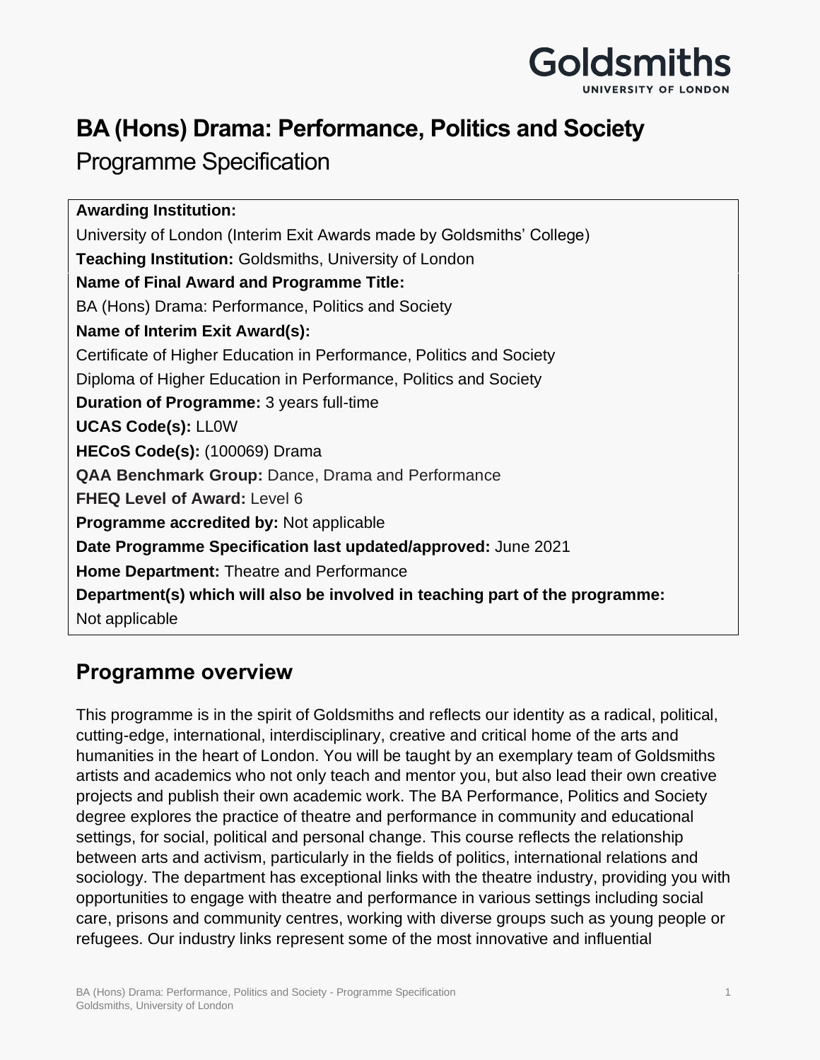Goldsmiths
UNIVERSITY OF LONDON

# BA (Hons) Drama: Performance, Politics and Society

Programme Specification

**Awarding Institution:**
University of London (Interim Exit Awards made by Goldsmiths' College)
**Teaching Institution:** Goldsmiths, University of London
**Name of Final Award and Programme Title:**
BA (Hons) Drama: Performance, Politics and Society
**Name of Interim Exit Award(s):**
Certificate of Higher Education in Performance, Politics and Society
Diploma of Higher Education in Performance, Politics and Society
**Duration of Programme:** 3 years full-time
**UCAS Code(s):** LL0W
**HECoS Code(s):** (100069) Drama
**QAA Benchmark Group:** Dance, Drama and Performance
**FHEQ Level of Award:** Level 6
**Programme accredited by:** Not applicable
**Date Programme Specification last updated/approved:** June 2021
**Home Department:** Theatre and Performance
**Department(s) which will also be involved in teaching part of the programme:**
Not applicable

## Programme overview

This programme is in the spirit of Goldsmiths and reflects our identity as a radical, political, cutting-edge, international, interdisciplinary, creative and critical home of the arts and humanities in the heart of London. You will be taught by an exemplary team of Goldsmiths artists and academics who not only teach and mentor you, but also lead their own creative projects and publish their own academic work. The BA Performance, Politics and Society degree explores the practice of theatre and performance in community and educational settings, for social, political and personal change. This course reflects the relationship between arts and activism, particularly in the fields of politics, international relations and sociology. The department has exceptional links with the theatre industry, providing you with opportunities to engage with theatre and performance in various settings including social care, prisons and community centres, working with diverse groups such as young people or refugees. Our industry links represent some of the most innovative and influential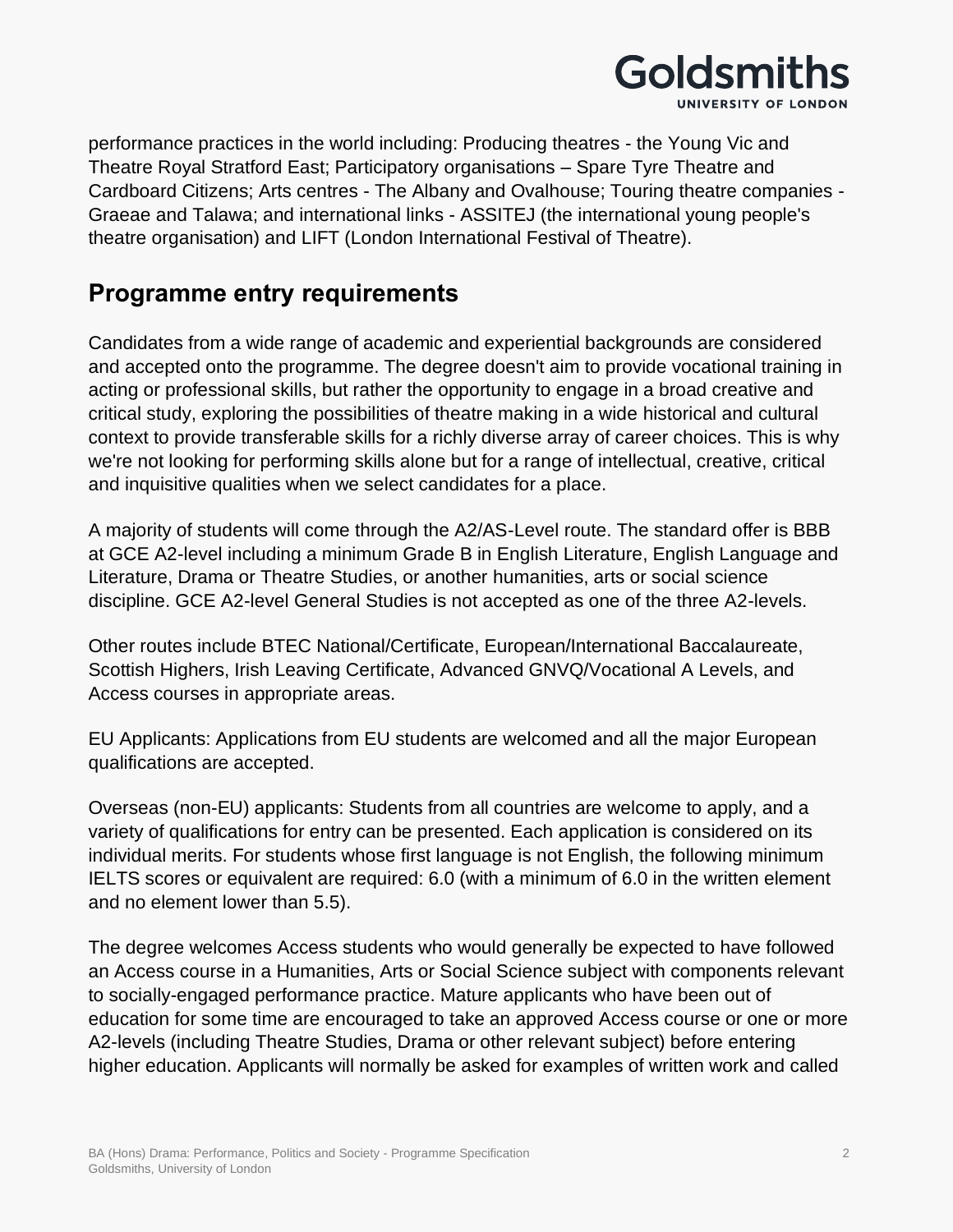performance practices in the world including: Producing theatres - the Young Vic and Theatre Royal Stratford East; Participatory organisations – Spare Tyre Theatre and Cardboard Citizens; Arts centres - The Albany and Ovalhouse; Touring theatre companies - Graeae and Talawa; and international links - ASSITEJ (the international young people's theatre organisation) and LIFT (London International Festival of Theatre).

## Programme entry requirements

Candidates from a wide range of academic and experiential backgrounds are considered and accepted onto the programme. The degree doesn't aim to provide vocational training in acting or professional skills, but rather the opportunity to engage in a broad creative and critical study, exploring the possibilities of theatre making in a wide historical and cultural context to provide transferable skills for a richly diverse array of career choices. This is why we're not looking for performing skills alone but for a range of intellectual, creative, critical and inquisitive qualities when we select candidates for a place.

A majority of students will come through the A2/AS-Level route. The standard offer is BBB at GCE A2-level including a minimum Grade B in English Literature, English Language and Literature, Drama or Theatre Studies, or another humanities, arts or social science discipline. GCE A2-level General Studies is not accepted as one of the three A2-levels.

Other routes include BTEC National/Certificate, European/International Baccalaureate, Scottish Highers, Irish Leaving Certificate, Advanced GNVQ/Vocational A Levels, and Access courses in appropriate areas.

EU Applicants: Applications from EU students are welcomed and all the major European qualifications are accepted.

Overseas (non-EU) applicants: Students from all countries are welcome to apply, and a variety of qualifications for entry can be presented. Each application is considered on its individual merits. For students whose first language is not English, the following minimum IELTS scores or equivalent are required: 6.0 (with a minimum of 6.0 in the written element and no element lower than 5.5).

The degree welcomes Access students who would generally be expected to have followed an Access course in a Humanities, Arts or Social Science subject with components relevant to socially-engaged performance practice. Mature applicants who have been out of education for some time are encouraged to take an approved Access course or one or more A2-levels (including Theatre Studies, Drama or other relevant subject) before entering higher education. Applicants will normally be asked for examples of written work and called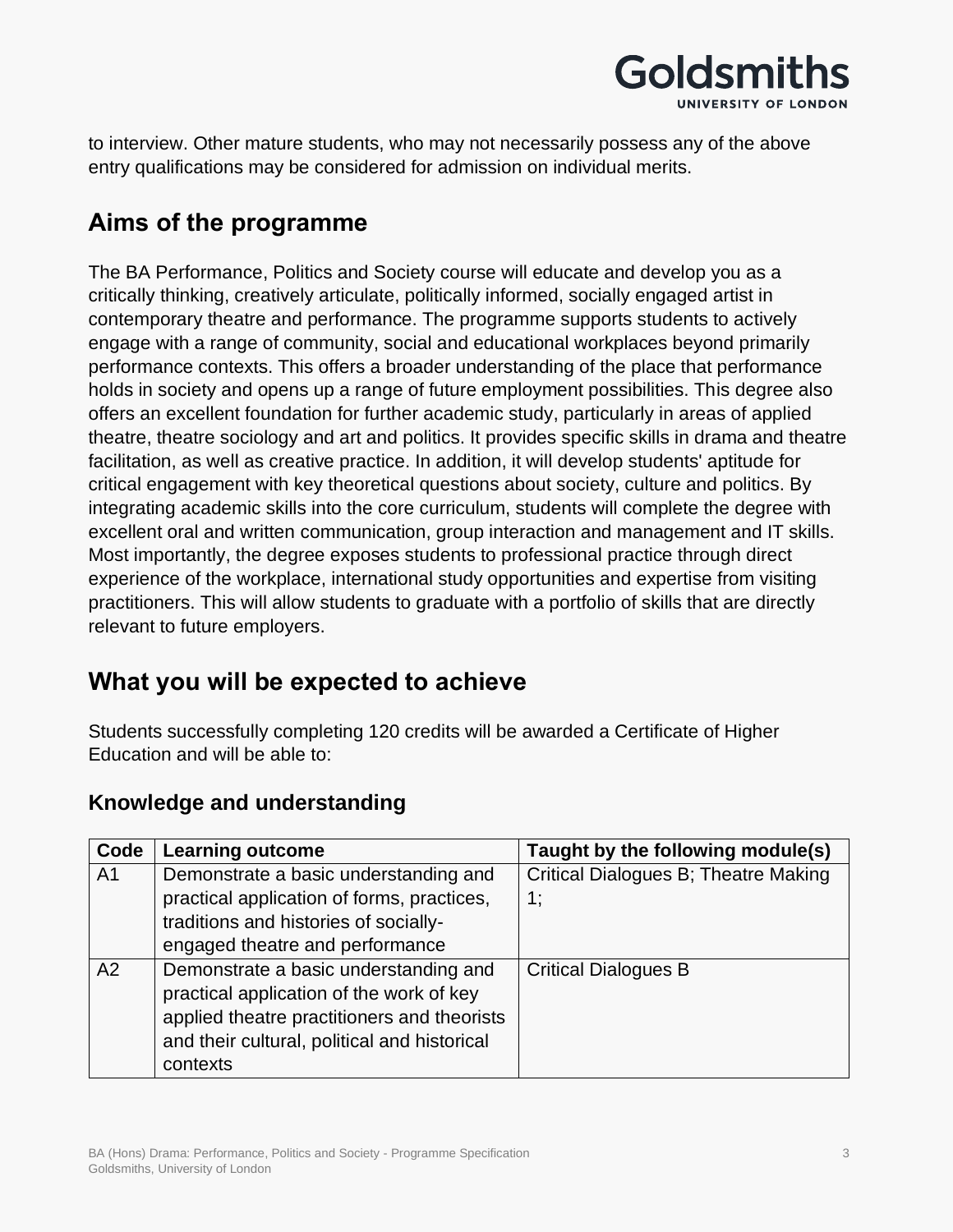to interview. Other mature students, who may not necessarily possess any of the above entry qualifications may be considered for admission on individual merits.

## Aims of the programme

The BA Performance, Politics and Society course will educate and develop you as a critically thinking, creatively articulate, politically informed, socially engaged artist in contemporary theatre and performance. The programme supports students to actively engage with a range of community, social and educational workplaces beyond primarily performance contexts. This offers a broader understanding of the place that performance holds in society and opens up a range of future employment possibilities. This degree also offers an excellent foundation for further academic study, particularly in areas of applied theatre, theatre sociology and art and politics. It provides specific skills in drama and theatre facilitation, as well as creative practice. In addition, it will develop students' aptitude for critical engagement with key theoretical questions about society, culture and politics. By integrating academic skills into the core curriculum, students will complete the degree with excellent oral and written communication, group interaction and management and IT skills. Most importantly, the degree exposes students to professional practice through direct experience of the workplace, international study opportunities and expertise from visiting practitioners. This will allow students to graduate with a portfolio of skills that are directly relevant to future employers.

## What you will be expected to achieve

Students successfully completing 120 credits will be awarded a Certificate of Higher Education and will be able to:

### Knowledge and understanding

| Code | Learning outcome | Taught by the following module(s) |
| --- | --- | --- |
| A1 | Demonstrate a basic understanding and practical application of forms, practices, traditions and histories of socially-engaged theatre and performance | Critical Dialogues B; Theatre Making 1; |
| A2 | Demonstrate a basic understanding and practical application of the work of key applied theatre practitioners and theorists and their cultural, political and historical contexts | Critical Dialogues B |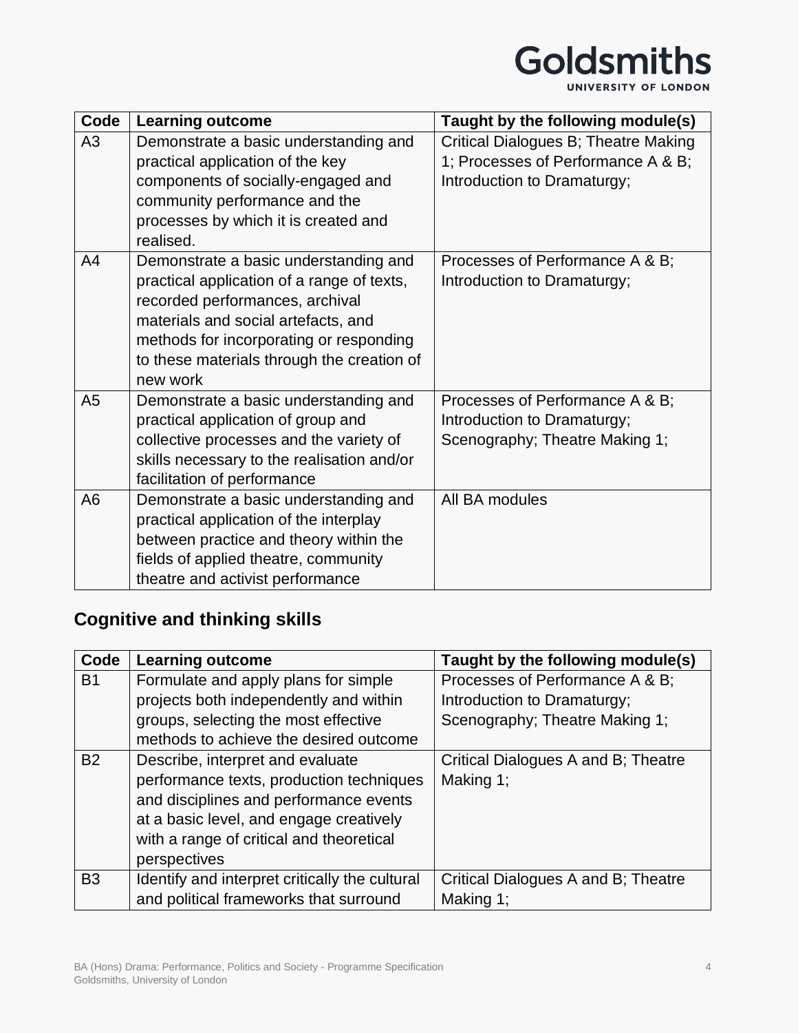| Code | Learning outcome | Taught by the following module(s) |
| --- | --- | --- |
| A3 | Demonstrate a basic understanding and practical application of the key components of socially-engaged and community performance and the processes by which it is created and realised. | Critical Dialogues B; Theatre Making 1; Processes of Performance A & B; Introduction to Dramaturgy; |
| A4 | Demonstrate a basic understanding and practical application of a range of texts, recorded performances, archival materials and social artefacts, and methods for incorporating or responding to these materials through the creation of new work | Processes of Performance A & B; Introduction to Dramaturgy; |
| A5 | Demonstrate a basic understanding and practical application of group and collective processes and the variety of skills necessary to the realisation and/or facilitation of performance | Processes of Performance A & B; Introduction to Dramaturgy; Scenography; Theatre Making 1; |
| A6 | Demonstrate a basic understanding and practical application of the interplay between practice and theory within the fields of applied theatre, community theatre and activist performance | All BA modules |

## Cognitive and thinking skills

| Code | Learning outcome | Taught by the following module(s) |
| --- | --- | --- |
| B1 | Formulate and apply plans for simple projects both independently and within groups, selecting the most effective methods to achieve the desired outcome | Processes of Performance A & B; Introduction to Dramaturgy; Scenography; Theatre Making 1; |
| B2 | Describe, interpret and evaluate performance texts, production techniques and disciplines and performance events at a basic level, and engage creatively with a range of critical and theoretical perspectives | Critical Dialogues A and B; Theatre Making 1; |
| B3 | Identify and interpret critically the cultural and political frameworks that surround | Critical Dialogues A and B; Theatre Making 1; |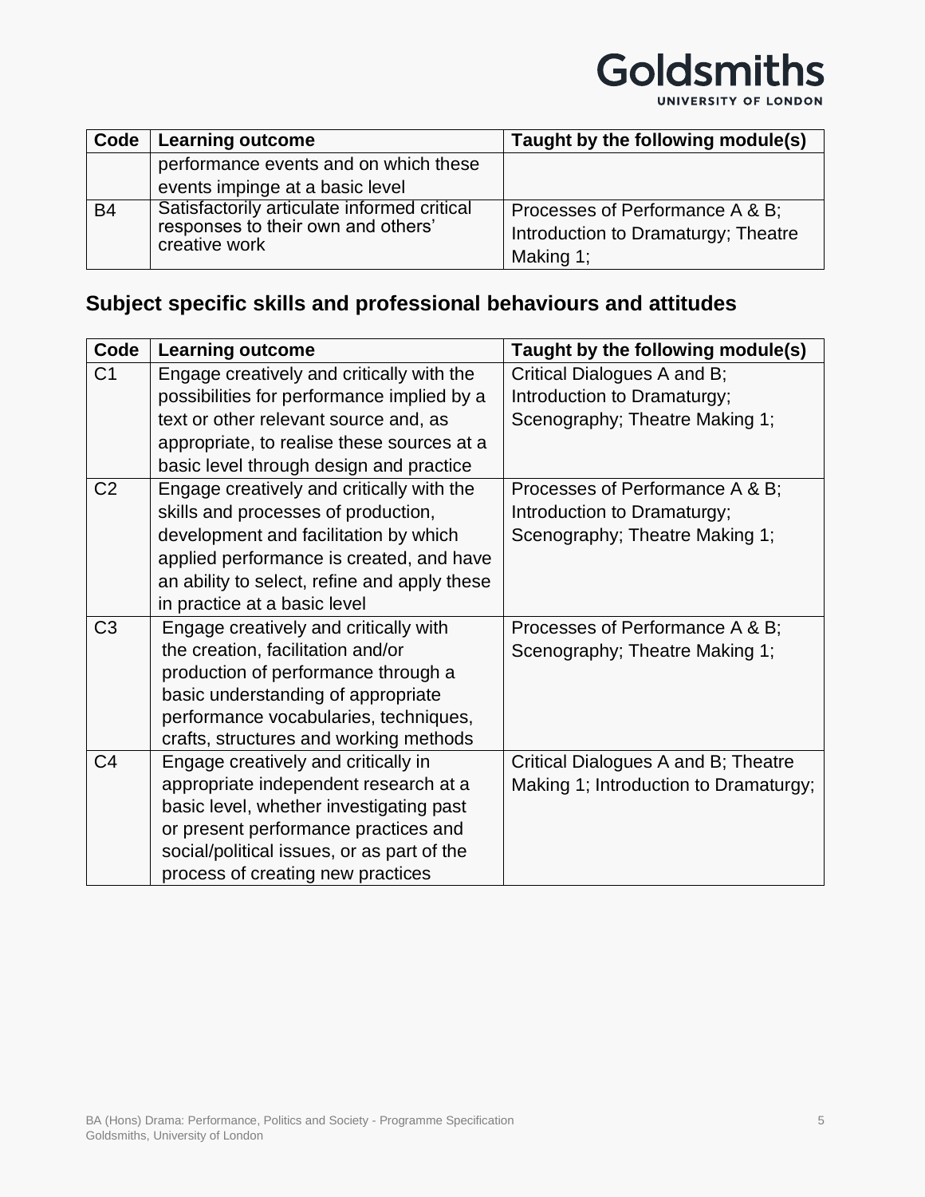| Code | Learning outcome | Taught by the following module(s) |
|---|---|---|
| | performance events and on which these events impinge at a basic level | |
| B4 | Satisfactorily articulate informed critical responses to their own and others' creative work | Processes of Performance A & B; Introduction to Dramaturgy; Theatre Making 1; |

## Subject specific skills and professional behaviours and attitudes

| Code | Learning outcome | Taught by the following module(s) |
|---|---|---|
| C1 | Engage creatively and critically with the possibilities for performance implied by a text or other relevant source and, as appropriate, to realise these sources at a basic level through design and practice | Critical Dialogues A and B; Introduction to Dramaturgy; Scenography; Theatre Making 1; |
| C2 | Engage creatively and critically with the skills and processes of production, development and facilitation by which applied performance is created, and have an ability to select, refine and apply these in practice at a basic level | Processes of Performance A & B; Introduction to Dramaturgy; Scenography; Theatre Making 1; |
| C3 | Engage creatively and critically with the creation, facilitation and/or production of performance through a basic understanding of appropriate performance vocabularies, techniques, crafts, structures and working methods | Processes of Performance A & B; Scenography; Theatre Making 1; |
| C4 | Engage creatively and critically in appropriate independent research at a basic level, whether investigating past or present performance practices and social/political issues, or as part of the process of creating new practices | Critical Dialogues A and B; Theatre Making 1; Introduction to Dramaturgy; |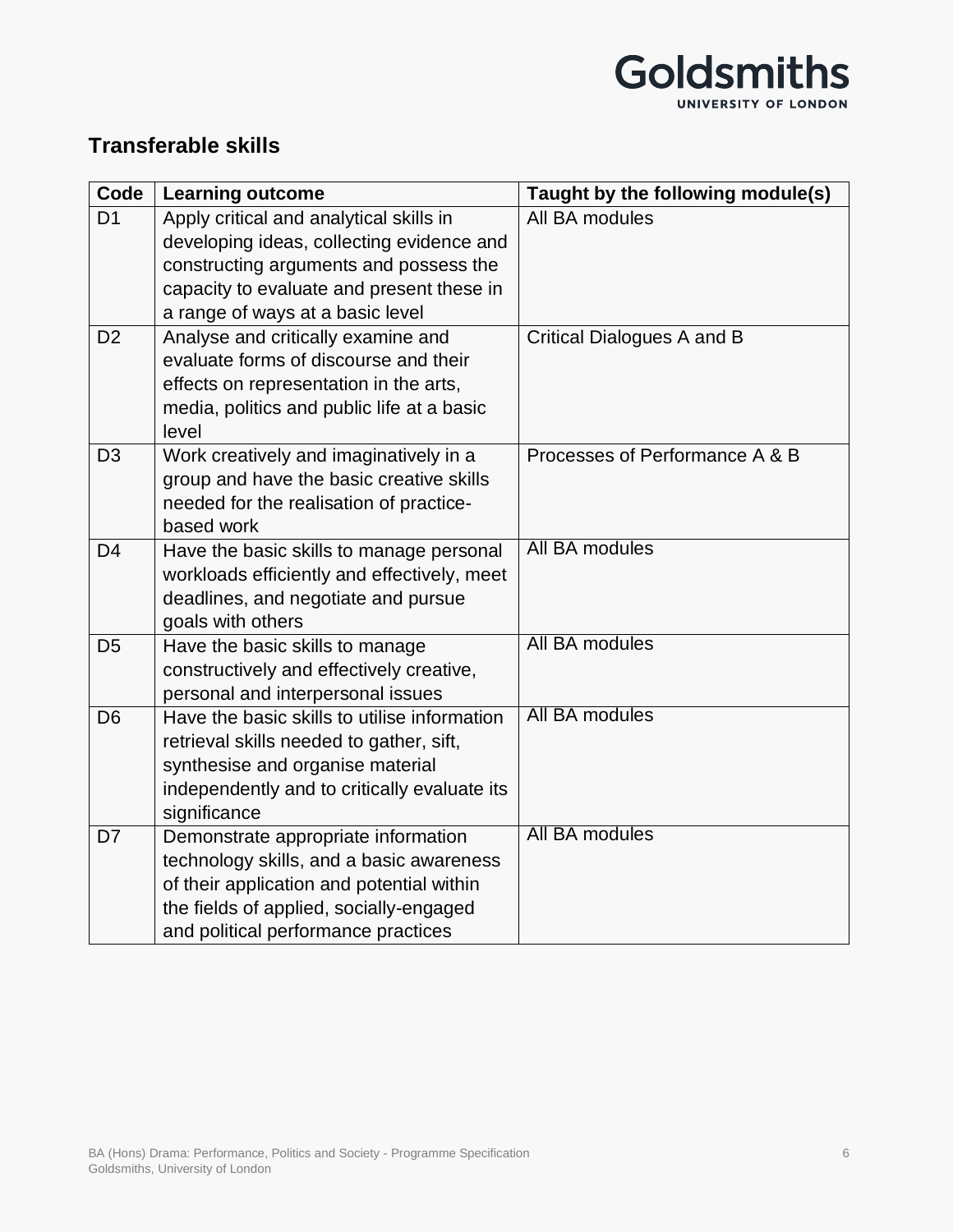## Transferable skills

| Code | Learning outcome | Taught by the following module(s) |
|---|---|---|
| D1 | Apply critical and analytical skills in developing ideas, collecting evidence and constructing arguments and possess the capacity to evaluate and present these in a range of ways at a basic level | All BA modules |
| D2 | Analyse and critically examine and evaluate forms of discourse and their effects on representation in the arts, media, politics and public life at a basic level | Critical Dialogues A and B |
| D3 | Work creatively and imaginatively in a group and have the basic creative skills needed for the realisation of practice-based work | Processes of Performance A & B |
| D4 | Have the basic skills to manage personal workloads efficiently and effectively, meet deadlines, and negotiate and pursue goals with others | All BA modules |
| D5 | Have the basic skills to manage constructively and effectively creative, personal and interpersonal issues | All BA modules |
| D6 | Have the basic skills to utilise information retrieval skills needed to gather, sift, synthesise and organise material independently and to critically evaluate its significance | All BA modules |
| D7 | Demonstrate appropriate information technology skills, and a basic awareness of their application and potential within the fields of applied, socially-engaged and political performance practices | All BA modules |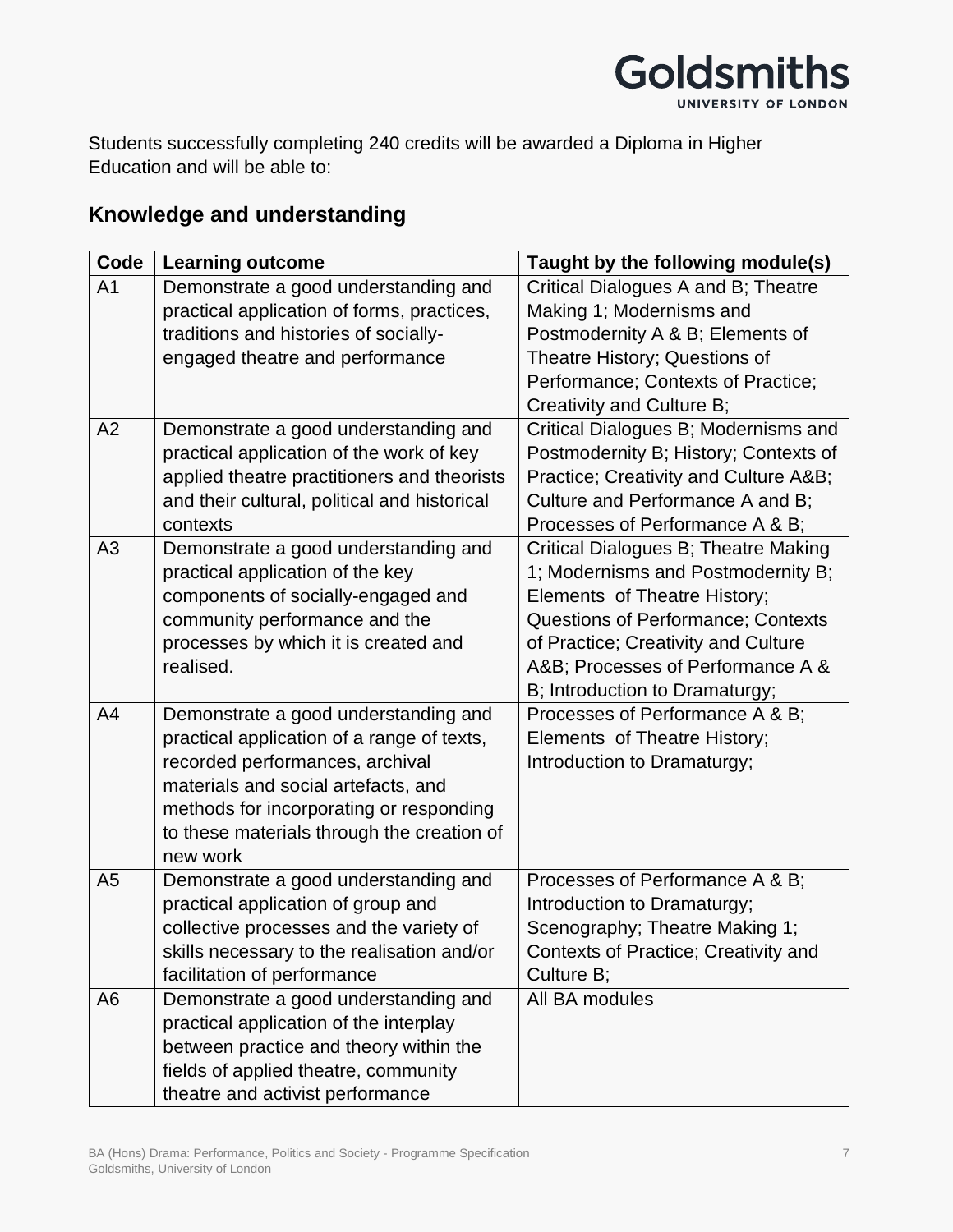Students successfully completing 240 credits will be awarded a Diploma in Higher Education and will be able to:

## Knowledge and understanding

| Code | Learning outcome | Taught by the following module(s) |
|---|---|---|
| A1 | Demonstrate a good understanding and practical application of forms, practices, traditions and histories of socially-engaged theatre and performance | Critical Dialogues A and B; Theatre Making 1; Modernisms and Postmodernity A & B; Elements of Theatre History; Questions of Performance; Contexts of Practice; Creativity and Culture B; |
| A2 | Demonstrate a good understanding and practical application of the work of key applied theatre practitioners and theorists and their cultural, political and historical contexts | Critical Dialogues B; Modernisms and Postmodernity B; History; Contexts of Practice; Creativity and Culture A&B; Culture and Performance A and B; Processes of Performance A & B; |
| A3 | Demonstrate a good understanding and practical application of the key components of socially-engaged and community performance and the processes by which it is created and realised. | Critical Dialogues B; Theatre Making 1; Modernisms and Postmodernity B; Elements of Theatre History; Questions of Performance; Contexts of Practice; Creativity and Culture A&B; Processes of Performance A & B; Introduction to Dramaturgy; |
| A4 | Demonstrate a good understanding and practical application of a range of texts, recorded performances, archival materials and social artefacts, and methods for incorporating or responding to these materials through the creation of new work | Processes of Performance A & B; Elements of Theatre History; Introduction to Dramaturgy; |
| A5 | Demonstrate a good understanding and practical application of group and collective processes and the variety of skills necessary to the realisation and/or facilitation of performance | Processes of Performance A & B; Introduction to Dramaturgy; Scenography; Theatre Making 1; Contexts of Practice; Creativity and Culture B; |
| A6 | Demonstrate a good understanding and practical application of the interplay between practice and theory within the fields of applied theatre, community theatre and activist performance | All BA modules |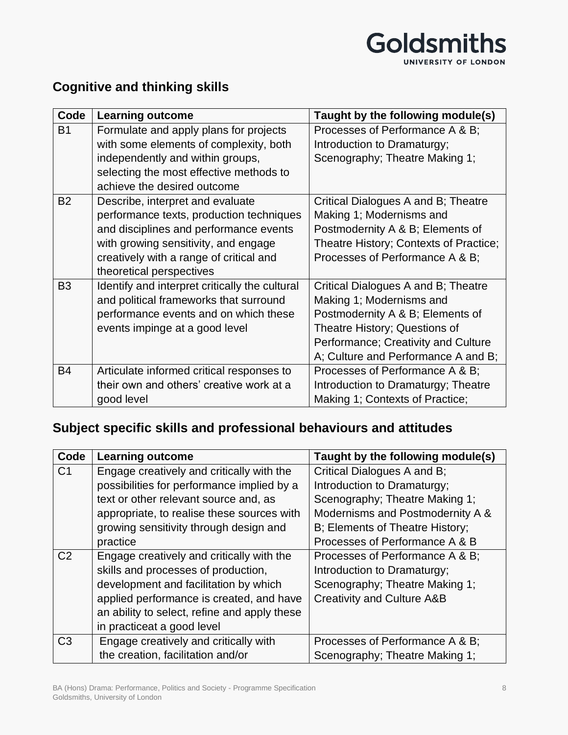## Cognitive and thinking skills

| Code | Learning outcome | Taught by the following module(s) |
|---|---|---|
| B1 | Formulate and apply plans for projects with some elements of complexity, both independently and within groups, selecting the most effective methods to achieve the desired outcome | Processes of Performance A & B; Introduction to Dramaturgy; Scenography; Theatre Making 1; |
| B2 | Describe, interpret and evaluate performance texts, production techniques and disciplines and performance events with growing sensitivity, and engage creatively with a range of critical and theoretical perspectives | Critical Dialogues A and B; Theatre Making 1; Modernisms and Postmodernity A & B; Elements of Theatre History; Contexts of Practice; Processes of Performance A & B; |
| B3 | Identify and interpret critically the cultural and political frameworks that surround performance events and on which these events impinge at a good level | Critical Dialogues A and B; Theatre Making 1; Modernisms and Postmodernity A & B; Elements of Theatre History; Questions of Performance; Creativity and Culture A; Culture and Performance A and B; |
| B4 | Articulate informed critical responses to their own and others' creative work at a good level | Processes of Performance A & B; Introduction to Dramaturgy; Theatre Making 1; Contexts of Practice; |

## Subject specific skills and professional behaviours and attitudes

| Code | Learning outcome | Taught by the following module(s) |
|---|---|---|
| C1 | Engage creatively and critically with the possibilities for performance implied by a text or other relevant source and, as appropriate, to realise these sources with growing sensitivity through design and practice | Critical Dialogues A and B; Introduction to Dramaturgy; Scenography; Theatre Making 1; Modernisms and Postmodernity A & B; Elements of Theatre History; Processes of Performance A & B |
| C2 | Engage creatively and critically with the skills and processes of production, development and facilitation by which applied performance is created, and have an ability to select, refine and apply these in practiceat a good level | Processes of Performance A & B; Introduction to Dramaturgy; Scenography; Theatre Making 1; Creativity and Culture A&B |
| C3 | Engage creatively and critically with the creation, facilitation and/or | Processes of Performance A & B; Scenography; Theatre Making 1; |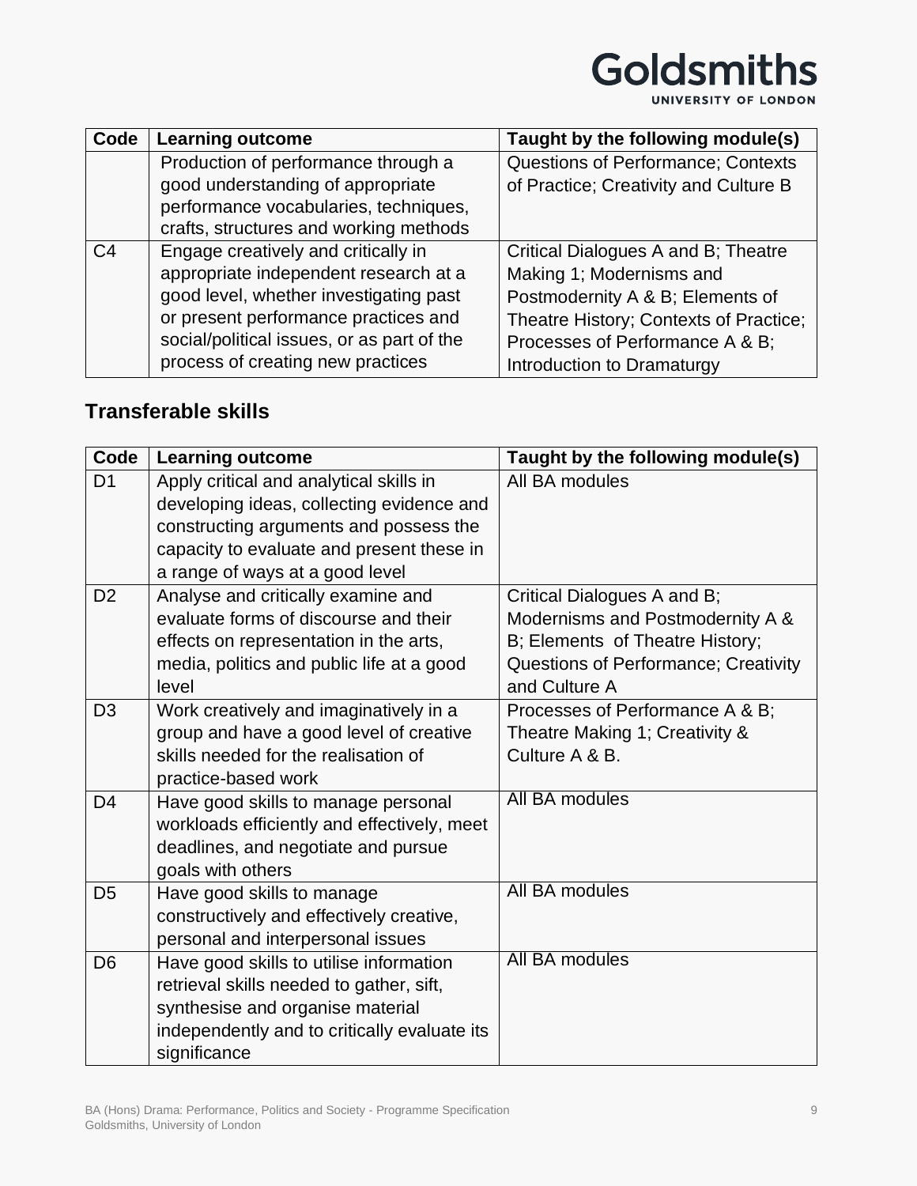| Code | Learning outcome | Taught by the following module(s) |
|---|---|---|
| | Production of performance through a good understanding of appropriate performance vocabularies, techniques, crafts, structures and working methods | Questions of Performance; Contexts of Practice; Creativity and Culture B |
| C4 | Engage creatively and critically in appropriate independent research at a good level, whether investigating past or present performance practices and social/political issues, or as part of the process of creating new practices | Critical Dialogues A and B; Theatre Making 1; Modernisms and Postmodernity A & B; Elements of Theatre History; Contexts of Practice; Processes of Performance A & B; Introduction to Dramaturgy |

## Transferable skills

| Code | Learning outcome | Taught by the following module(s) |
|---|---|---|
| D1 | Apply critical and analytical skills in developing ideas, collecting evidence and constructing arguments and possess the capacity to evaluate and present these in a range of ways at a good level | All BA modules |
| D2 | Analyse and critically examine and evaluate forms of discourse and their effects on representation in the arts, media, politics and public life at a good level | Critical Dialogues A and B; Modernisms and Postmodernity A & B; Elements of Theatre History; Questions of Performance; Creativity and Culture A |
| D3 | Work creatively and imaginatively in a group and have a good level of creative skills needed for the realisation of practice-based work | Processes of Performance A & B; Theatre Making 1; Creativity & Culture A & B. |
| D4 | Have good skills to manage personal workloads efficiently and effectively, meet deadlines, and negotiate and pursue goals with others | All BA modules |
| D5 | Have good skills to manage constructively and effectively creative, personal and interpersonal issues | All BA modules |
| D6 | Have good skills to utilise information retrieval skills needed to gather, sift, synthesise and organise material independently and to critically evaluate its significance | All BA modules |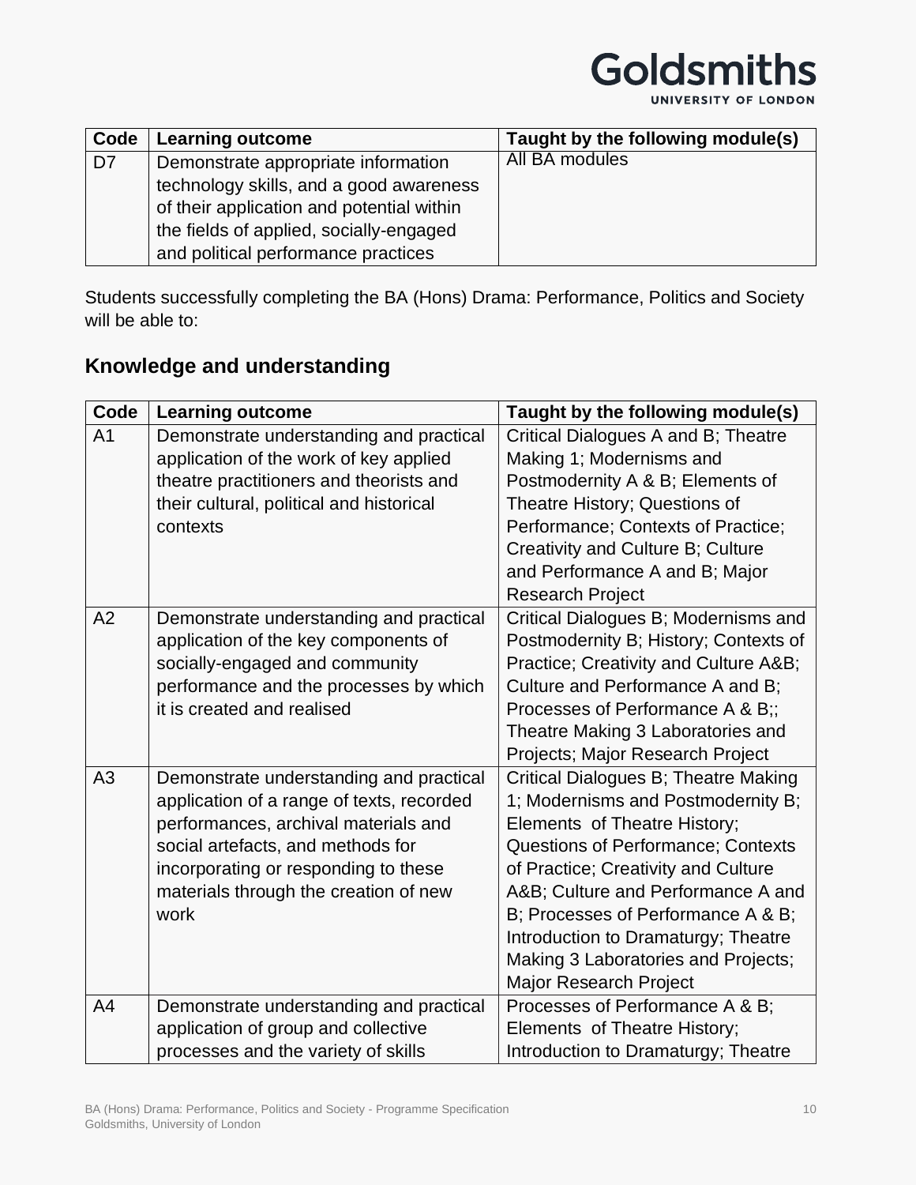| Code | Learning outcome | Taught by the following module(s) |
| --- | --- | --- |
| D7 | Demonstrate appropriate information technology skills, and a good awareness of their application and potential within the fields of applied, socially-engaged and political performance practices | All BA modules |

Students successfully completing the BA (Hons) Drama: Performance, Politics and Society will be able to:

## Knowledge and understanding

| Code | Learning outcome | Taught by the following module(s) |
| --- | --- | --- |
| A1 | Demonstrate understanding and practical application of the work of key applied theatre practitioners and theorists and their cultural, political and historical contexts | Critical Dialogues A and B; Theatre Making 1; Modernisms and Postmodernity A & B; Elements of Theatre History; Questions of Performance; Contexts of Practice; Creativity and Culture B; Culture and Performance A and B; Major Research Project |
| A2 | Demonstrate understanding and practical application of the key components of socially-engaged and community performance and the processes by which it is created and realised | Critical Dialogues B; Modernisms and Postmodernity B; History; Contexts of Practice; Creativity and Culture A&B; Culture and Performance A and B; Processes of Performance A & B;; Theatre Making 3 Laboratories and Projects; Major Research Project |
| A3 | Demonstrate understanding and practical application of a range of texts, recorded performances, archival materials and social artefacts, and methods for incorporating or responding to these materials through the creation of new work | Critical Dialogues B; Theatre Making 1; Modernisms and Postmodernity B; Elements of Theatre History; Questions of Performance; Contexts of Practice; Creativity and Culture A&B; Culture and Performance A and B; Processes of Performance A & B; Introduction to Dramaturgy; Theatre Making 3 Laboratories and Projects; Major Research Project |
| A4 | Demonstrate understanding and practical application of group and collective processes and the variety of skills | Processes of Performance A & B; Elements of Theatre History; Introduction to Dramaturgy; Theatre |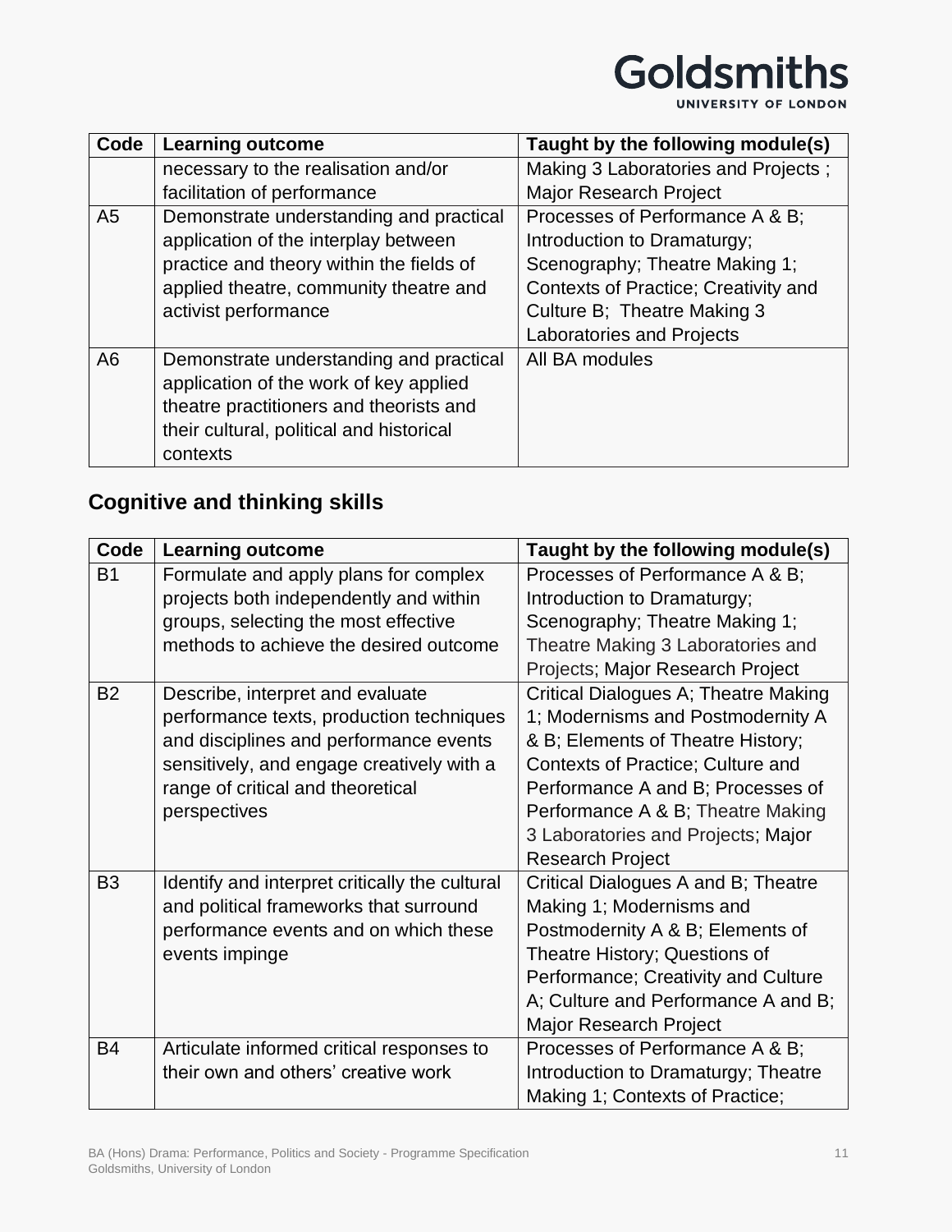| Code | Learning outcome | Taught by the following module(s) |
|---|---|---|
| | necessary to the realisation and/or facilitation of performance | Making 3 Laboratories and Projects ; Major Research Project |
| A5 | Demonstrate understanding and practical application of the interplay between practice and theory within the fields of applied theatre, community theatre and activist performance | Processes of Performance A & B; Introduction to Dramaturgy; Scenography; Theatre Making 1; Contexts of Practice; Creativity and Culture B; Theatre Making 3 Laboratories and Projects |
| A6 | Demonstrate understanding and practical application of the work of key applied theatre practitioners and theorists and their cultural, political and historical contexts | All BA modules |

## Cognitive and thinking skills

| Code | Learning outcome | Taught by the following module(s) |
|---|---|---|
| B1 | Formulate and apply plans for complex projects both independently and within groups, selecting the most effective methods to achieve the desired outcome | Processes of Performance A & B; Introduction to Dramaturgy; Scenography; Theatre Making 1; Theatre Making 3 Laboratories and Projects; Major Research Project |
| B2 | Describe, interpret and evaluate performance texts, production techniques and disciplines and performance events sensitively, and engage creatively with a range of critical and theoretical perspectives | Critical Dialogues A; Theatre Making 1; Modernisms and Postmodernity A & B; Elements of Theatre History; Contexts of Practice; Culture and Performance A and B; Processes of Performance A & B; Theatre Making 3 Laboratories and Projects; Major Research Project |
| B3 | Identify and interpret critically the cultural and political frameworks that surround performance events and on which these events impinge | Critical Dialogues A and B; Theatre Making 1; Modernisms and Postmodernity A & B; Elements of Theatre History; Questions of Performance; Creativity and Culture A; Culture and Performance A and B; Major Research Project |
| B4 | Articulate informed critical responses to their own and others' creative work | Processes of Performance A & B; Introduction to Dramaturgy; Theatre Making 1; Contexts of Practice; |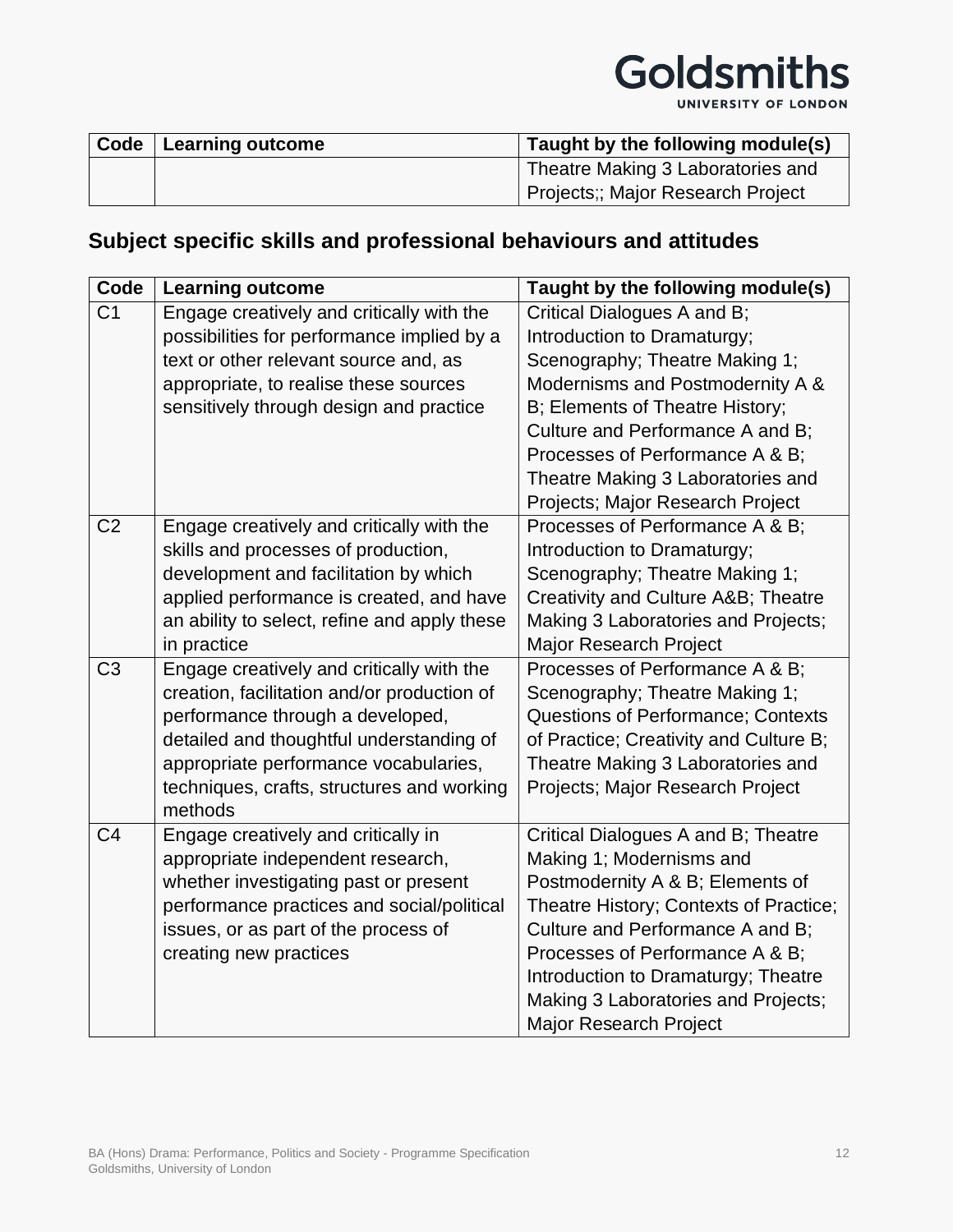| Code | Learning outcome | Taught by the following module(s) |
|---|---|---|
| | | Theatre Making 3 Laboratories and Projects;; Major Research Project |

## Subject specific skills and professional behaviours and attitudes

| Code | Learning outcome | Taught by the following module(s) |
|---|---|---|
| C1 | Engage creatively and critically with the possibilities for performance implied by a text or other relevant source and, as appropriate, to realise these sources sensitively through design and practice | Critical Dialogues A and B; Introduction to Dramaturgy; Scenography; Theatre Making 1; Modernisms and Postmodernity A & B; Elements of Theatre History; Culture and Performance A and B; Processes of Performance A & B; Theatre Making 3 Laboratories and Projects; Major Research Project |
| C2 | Engage creatively and critically with the skills and processes of production, development and facilitation by which applied performance is created, and have an ability to select, refine and apply these in practice | Processes of Performance A & B; Introduction to Dramaturgy; Scenography; Theatre Making 1; Creativity and Culture A&B; Theatre Making 3 Laboratories and Projects; Major Research Project |
| C3 | Engage creatively and critically with the creation, facilitation and/or production of performance through a developed, detailed and thoughtful understanding of appropriate performance vocabularies, techniques, crafts, structures and working methods | Processes of Performance A & B; Scenography; Theatre Making 1; Questions of Performance; Contexts of Practice; Creativity and Culture B; Theatre Making 3 Laboratories and Projects; Major Research Project |
| C4 | Engage creatively and critically in appropriate independent research, whether investigating past or present performance practices and social/political issues, or as part of the process of creating new practices | Critical Dialogues A and B; Theatre Making 1; Modernisms and Postmodernity A & B; Elements of Theatre History; Contexts of Practice; Culture and Performance A and B; Processes of Performance A & B; Introduction to Dramaturgy; Theatre Making 3 Laboratories and Projects; Major Research Project |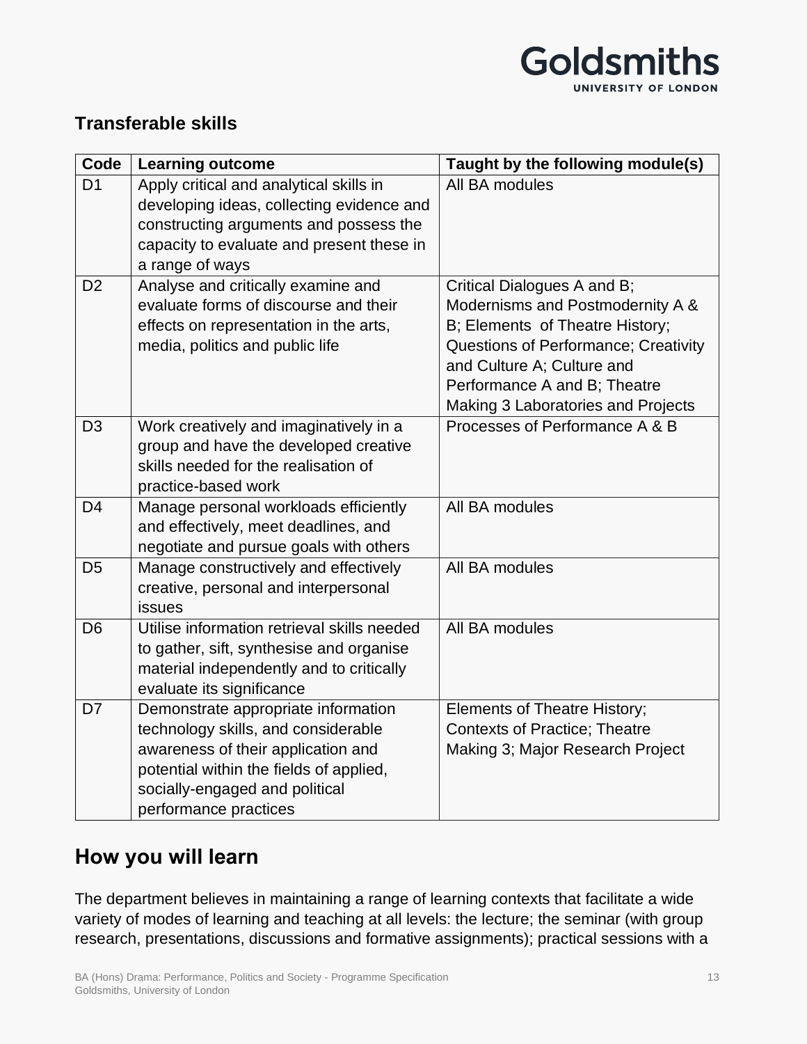## Transferable skills

| Code | Learning outcome | Taught by the following module(s) |
| --- | --- | --- |
| D1 | Apply critical and analytical skills in developing ideas, collecting evidence and constructing arguments and possess the capacity to evaluate and present these in a range of ways | All BA modules |
| D2 | Analyse and critically examine and evaluate forms of discourse and their effects on representation in the arts, media, politics and public life | Critical Dialogues A and B; Modernisms and Postmodernity A & B; Elements of Theatre History; Questions of Performance; Creativity and Culture A; Culture and Performance A and B; Theatre Making 3 Laboratories and Projects |
| D3 | Work creatively and imaginatively in a group and have the developed creative skills needed for the realisation of practice-based work | Processes of Performance A & B |
| D4 | Manage personal workloads efficiently and effectively, meet deadlines, and negotiate and pursue goals with others | All BA modules |
| D5 | Manage constructively and effectively creative, personal and interpersonal issues | All BA modules |
| D6 | Utilise information retrieval skills needed to gather, sift, synthesise and organise material independently and to critically evaluate its significance | All BA modules |
| D7 | Demonstrate appropriate information technology skills, and considerable awareness of their application and potential within the fields of applied, socially-engaged and political performance practices | Elements of Theatre History; Contexts of Practice; Theatre Making 3; Major Research Project |

## How you will learn

The department believes in maintaining a range of learning contexts that facilitate a wide variety of modes of learning and teaching at all levels: the lecture; the seminar (with group research, presentations, discussions and formative assignments); practical sessions with a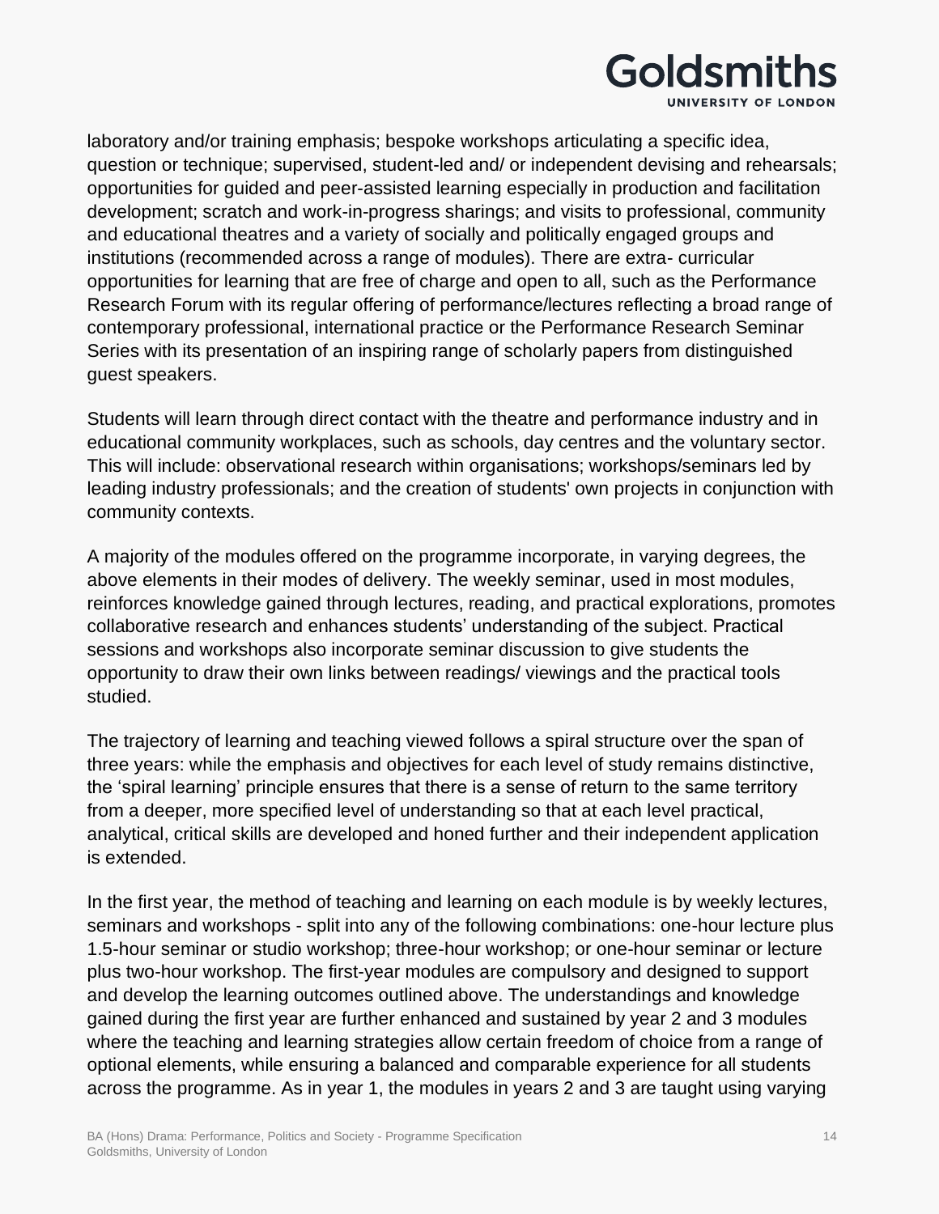laboratory and/or training emphasis; bespoke workshops articulating a specific idea, question or technique; supervised, student-led and/ or independent devising and rehearsals; opportunities for guided and peer-assisted learning especially in production and facilitation development; scratch and work-in-progress sharings; and visits to professional, community and educational theatres and a variety of socially and politically engaged groups and institutions (recommended across a range of modules). There are extra- curricular opportunities for learning that are free of charge and open to all, such as the Performance Research Forum with its regular offering of performance/lectures reflecting a broad range of contemporary professional, international practice or the Performance Research Seminar Series with its presentation of an inspiring range of scholarly papers from distinguished guest speakers.

Students will learn through direct contact with the theatre and performance industry and in educational community workplaces, such as schools, day centres and the voluntary sector. This will include: observational research within organisations; workshops/seminars led by leading industry professionals; and the creation of students' own projects in conjunction with community contexts.

A majority of the modules offered on the programme incorporate, in varying degrees, the above elements in their modes of delivery. The weekly seminar, used in most modules, reinforces knowledge gained through lectures, reading, and practical explorations, promotes collaborative research and enhances students' understanding of the subject. Practical sessions and workshops also incorporate seminar discussion to give students the opportunity to draw their own links between readings/ viewings and the practical tools studied.

The trajectory of learning and teaching viewed follows a spiral structure over the span of three years: while the emphasis and objectives for each level of study remains distinctive, the 'spiral learning' principle ensures that there is a sense of return to the same territory from a deeper, more specified level of understanding so that at each level practical, analytical, critical skills are developed and honed further and their independent application is extended.

In the first year, the method of teaching and learning on each module is by weekly lectures, seminars and workshops - split into any of the following combinations: one-hour lecture plus 1.5-hour seminar or studio workshop; three-hour workshop; or one-hour seminar or lecture plus two-hour workshop. The first-year modules are compulsory and designed to support and develop the learning outcomes outlined above. The understandings and knowledge gained during the first year are further enhanced and sustained by year 2 and 3 modules where the teaching and learning strategies allow certain freedom of choice from a range of optional elements, while ensuring a balanced and comparable experience for all students across the programme. As in year 1, the modules in years 2 and 3 are taught using varying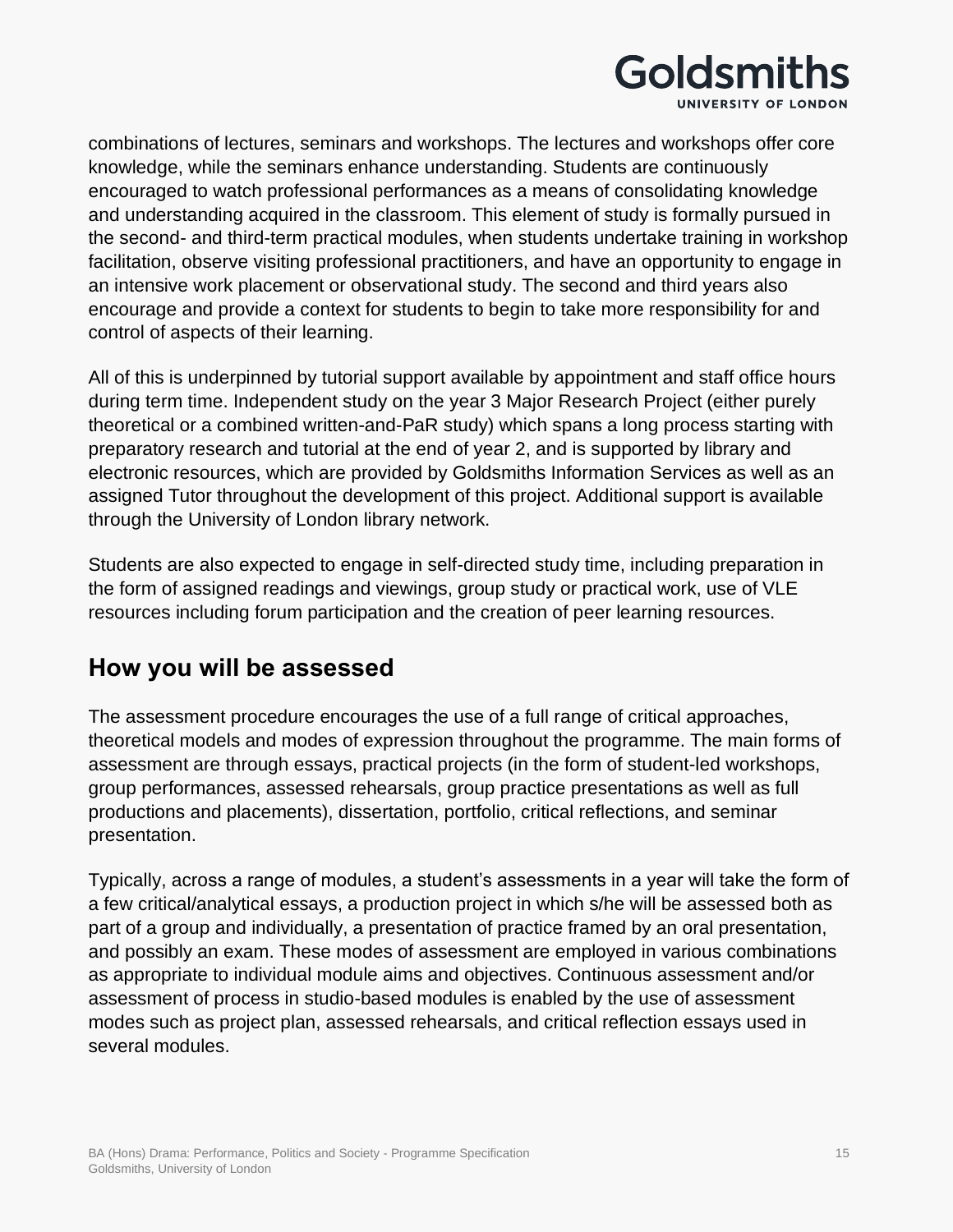combinations of lectures, seminars and workshops. The lectures and workshops offer core knowledge, while the seminars enhance understanding. Students are continuously encouraged to watch professional performances as a means of consolidating knowledge and understanding acquired in the classroom. This element of study is formally pursued in the second- and third-term practical modules, when students undertake training in workshop facilitation, observe visiting professional practitioners, and have an opportunity to engage in an intensive work placement or observational study. The second and third years also encourage and provide a context for students to begin to take more responsibility for and control of aspects of their learning.

All of this is underpinned by tutorial support available by appointment and staff office hours during term time. Independent study on the year 3 Major Research Project (either purely theoretical or a combined written-and-PaR study) which spans a long process starting with preparatory research and tutorial at the end of year 2, and is supported by library and electronic resources, which are provided by Goldsmiths Information Services as well as an assigned Tutor throughout the development of this project. Additional support is available through the University of London library network.

Students are also expected to engage in self-directed study time, including preparation in the form of assigned readings and viewings, group study or practical work, use of VLE resources including forum participation and the creation of peer learning resources.

## How you will be assessed

The assessment procedure encourages the use of a full range of critical approaches, theoretical models and modes of expression throughout the programme. The main forms of assessment are through essays, practical projects (in the form of student-led workshops, group performances, assessed rehearsals, group practice presentations as well as full productions and placements), dissertation, portfolio, critical reflections, and seminar presentation.

Typically, across a range of modules, a student's assessments in a year will take the form of a few critical/analytical essays, a production project in which s/he will be assessed both as part of a group and individually, a presentation of practice framed by an oral presentation, and possibly an exam. These modes of assessment are employed in various combinations as appropriate to individual module aims and objectives. Continuous assessment and/or assessment of process in studio-based modules is enabled by the use of assessment modes such as project plan, assessed rehearsals, and critical reflection essays used in several modules.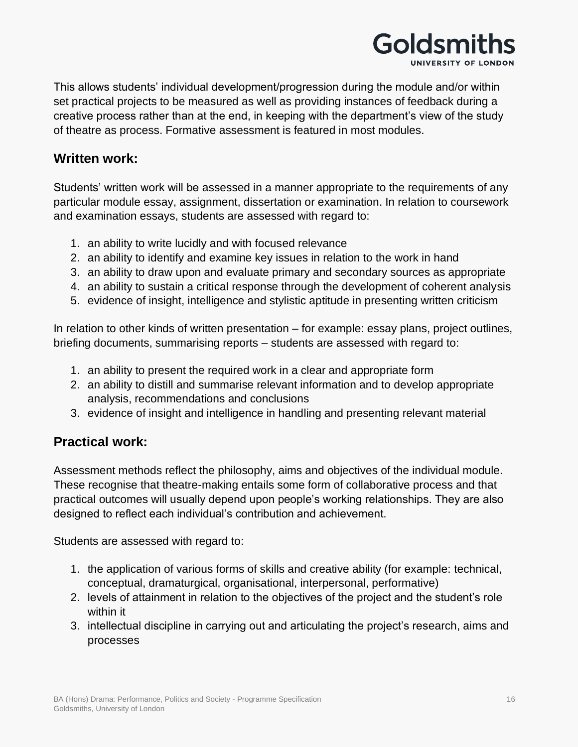This allows students' individual development/progression during the module and/or within set practical projects to be measured as well as providing instances of feedback during a creative process rather than at the end, in keeping with the department's view of the study of theatre as process. Formative assessment is featured in most modules.

## Written work:

Students' written work will be assessed in a manner appropriate to the requirements of any particular module essay, assignment, dissertation or examination. In relation to coursework and examination essays, students are assessed with regard to:

1. an ability to write lucidly and with focused relevance
2. an ability to identify and examine key issues in relation to the work in hand
3. an ability to draw upon and evaluate primary and secondary sources as appropriate
4. an ability to sustain a critical response through the development of coherent analysis
5. evidence of insight, intelligence and stylistic aptitude in presenting written criticism

In relation to other kinds of written presentation – for example: essay plans, project outlines, briefing documents, summarising reports – students are assessed with regard to:

1. an ability to present the required work in a clear and appropriate form
2. an ability to distill and summarise relevant information and to develop appropriate analysis, recommendations and conclusions
3. evidence of insight and intelligence in handling and presenting relevant material

## Practical work:

Assessment methods reflect the philosophy, aims and objectives of the individual module. These recognise that theatre-making entails some form of collaborative process and that practical outcomes will usually depend upon people's working relationships. They are also designed to reflect each individual's contribution and achievement.

Students are assessed with regard to:

1. the application of various forms of skills and creative ability (for example: technical, conceptual, dramaturgical, organisational, interpersonal, performative)
2. levels of attainment in relation to the objectives of the project and the student's role within it
3. intellectual discipline in carrying out and articulating the project's research, aims and processes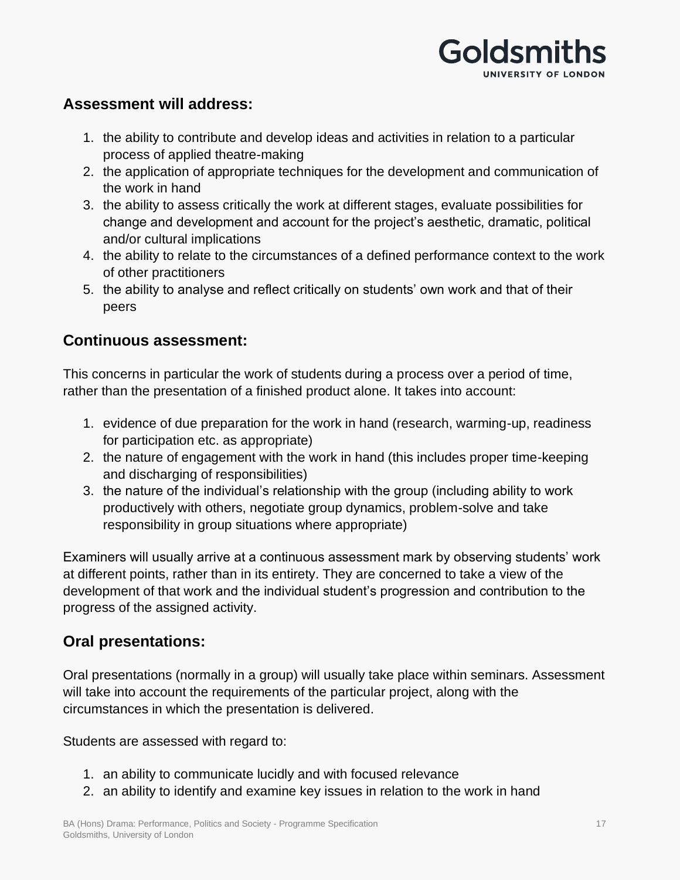### Assessment will address:

1. the ability to contribute and develop ideas and activities in relation to a particular process of applied theatre-making
2. the application of appropriate techniques for the development and communication of the work in hand
3. the ability to assess critically the work at different stages, evaluate possibilities for change and development and account for the project's aesthetic, dramatic, political and/or cultural implications
4. the ability to relate to the circumstances of a defined performance context to the work of other practitioners
5. the ability to analyse and reflect critically on students' own work and that of their peers

## Continuous assessment:

This concerns in particular the work of students during a process over a period of time, rather than the presentation of a finished product alone. It takes into account:

1. evidence of due preparation for the work in hand (research, warming-up, readiness for participation etc. as appropriate)
2. the nature of engagement with the work in hand (this includes proper time-keeping and discharging of responsibilities)
3. the nature of the individual's relationship with the group (including ability to work productively with others, negotiate group dynamics, problem-solve and take responsibility in group situations where appropriate)

Examiners will usually arrive at a continuous assessment mark by observing students' work at different points, rather than in its entirety. They are concerned to take a view of the development of that work and the individual student's progression and contribution to the progress of the assigned activity.

## Oral presentations:

Oral presentations (normally in a group) will usually take place within seminars. Assessment will take into account the requirements of the particular project, along with the circumstances in which the presentation is delivered.

Students are assessed with regard to:

1. an ability to communicate lucidly and with focused relevance
2. an ability to identify and examine key issues in relation to the work in hand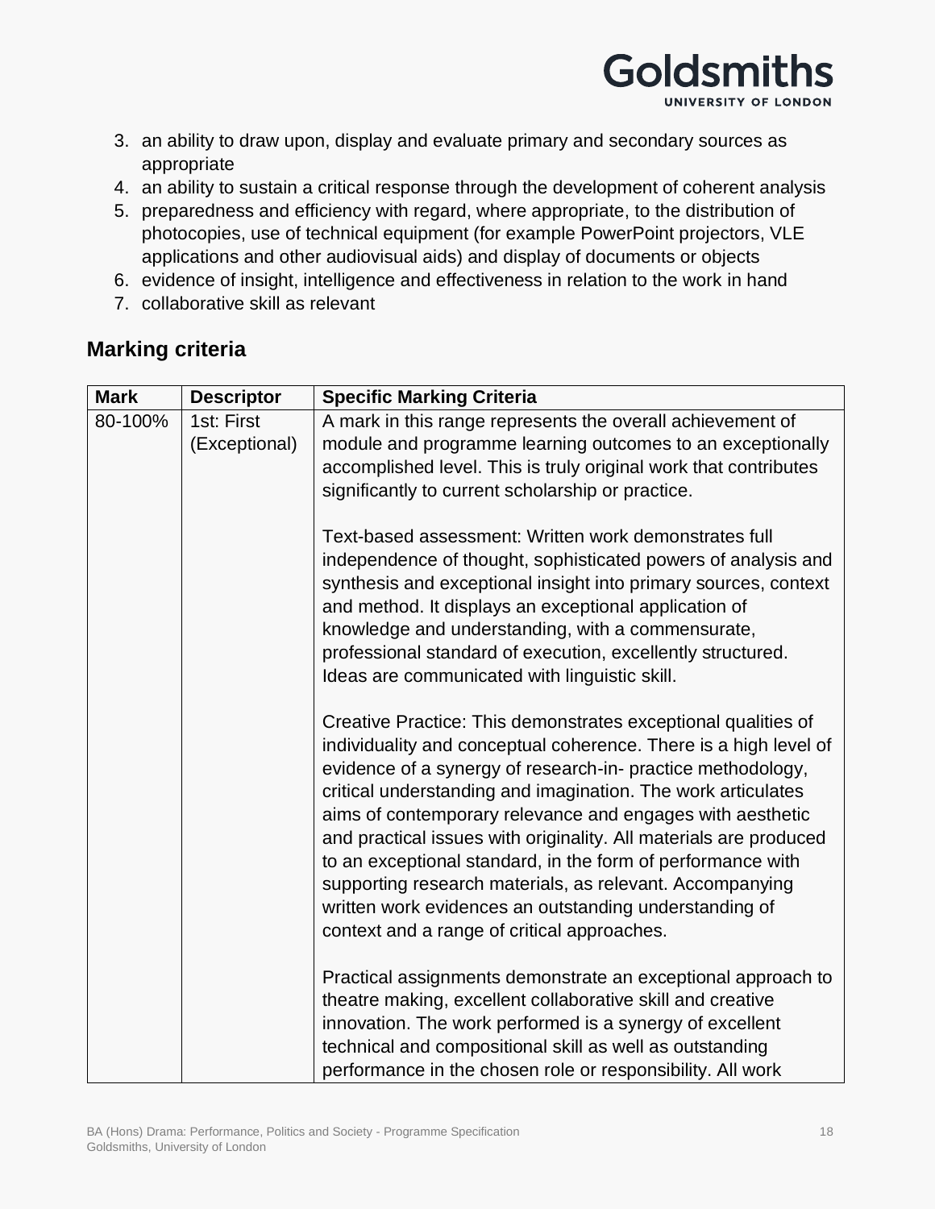3. an ability to draw upon, display and evaluate primary and secondary sources as appropriate
4. an ability to sustain a critical response through the development of coherent analysis
5. preparedness and efficiency with regard, where appropriate, to the distribution of photocopies, use of technical equipment (for example PowerPoint projectors, VLE applications and other audiovisual aids) and display of documents or objects
6. evidence of insight, intelligence and effectiveness in relation to the work in hand
7. collaborative skill as relevant

## Marking criteria

| Mark | Descriptor | Specific Marking Criteria |
|---|---|---|
| 80-100% | 1st: First (Exceptional) | A mark in this range represents the overall achievement of module and programme learning outcomes to an exceptionally accomplished level. This is truly original work that contributes significantly to current scholarship or practice.<br><br>Text-based assessment: Written work demonstrates full independence of thought, sophisticated powers of analysis and synthesis and exceptional insight into primary sources, context and method. It displays an exceptional application of knowledge and understanding, with a commensurate, professional standard of execution, excellently structured. Ideas are communicated with linguistic skill.<br><br>Creative Practice: This demonstrates exceptional qualities of individuality and conceptual coherence. There is a high level of evidence of a synergy of research-in- practice methodology, critical understanding and imagination. The work articulates aims of contemporary relevance and engages with aesthetic and practical issues with originality. All materials are produced to an exceptional standard, in the form of performance with supporting research materials, as relevant. Accompanying written work evidences an outstanding understanding of context and a range of critical approaches.<br><br>Practical assignments demonstrate an exceptional approach to theatre making, excellent collaborative skill and creative innovation. The work performed is a synergy of excellent technical and compositional skill as well as outstanding performance in the chosen role or responsibility. All work |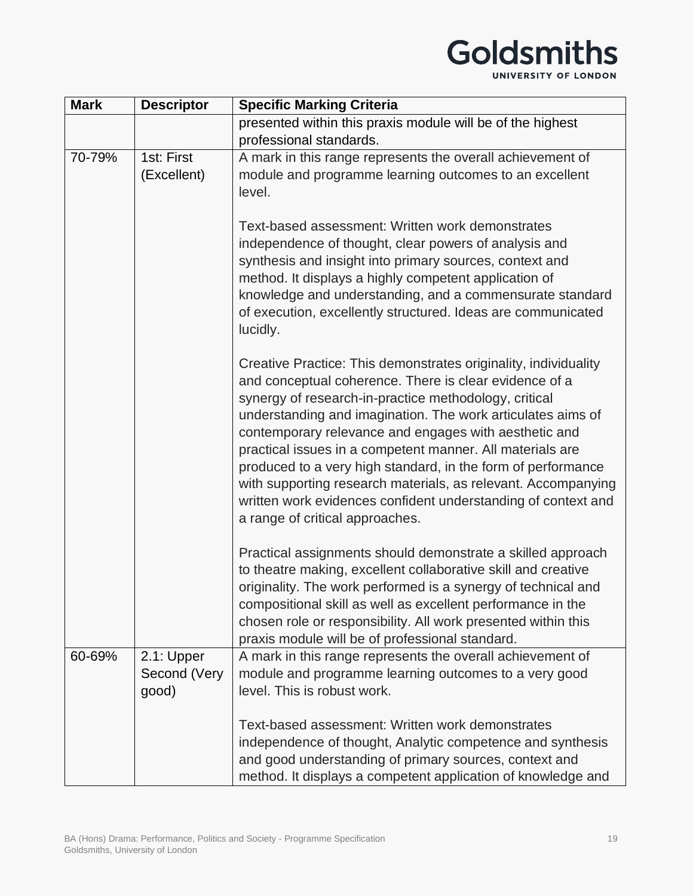| Mark | Descriptor | Specific Marking Criteria |
|---|---|---|
| | | presented within this praxis module will be of the highest professional standards. |
| 70-79% | 1st: First (Excellent) | A mark in this range represents the overall achievement of module and programme learning outcomes to an excellent level.<br><br>Text-based assessment: Written work demonstrates independence of thought, clear powers of analysis and synthesis and insight into primary sources, context and method. It displays a highly competent application of knowledge and understanding, and a commensurate standard of execution, excellently structured. Ideas are communicated lucidly.<br><br>Creative Practice: This demonstrates originality, individuality and conceptual coherence. There is clear evidence of a synergy of research-in-practice methodology, critical understanding and imagination. The work articulates aims of contemporary relevance and engages with aesthetic and practical issues in a competent manner. All materials are produced to a very high standard, in the form of performance with supporting research materials, as relevant. Accompanying written work evidences confident understanding of context and a range of critical approaches.<br><br>Practical assignments should demonstrate a skilled approach to theatre making, excellent collaborative skill and creative originality. The work performed is a synergy of technical and compositional skill as well as excellent performance in the chosen role or responsibility. All work presented within this praxis module will be of professional standard. |
| 60-69% | 2.1: Upper Second (Very good) | A mark in this range represents the overall achievement of module and programme learning outcomes to a very good level. This is robust work.<br><br>Text-based assessment: Written work demonstrates independence of thought, Analytic competence and synthesis and good understanding of primary sources, context and method. It displays a competent application of knowledge and |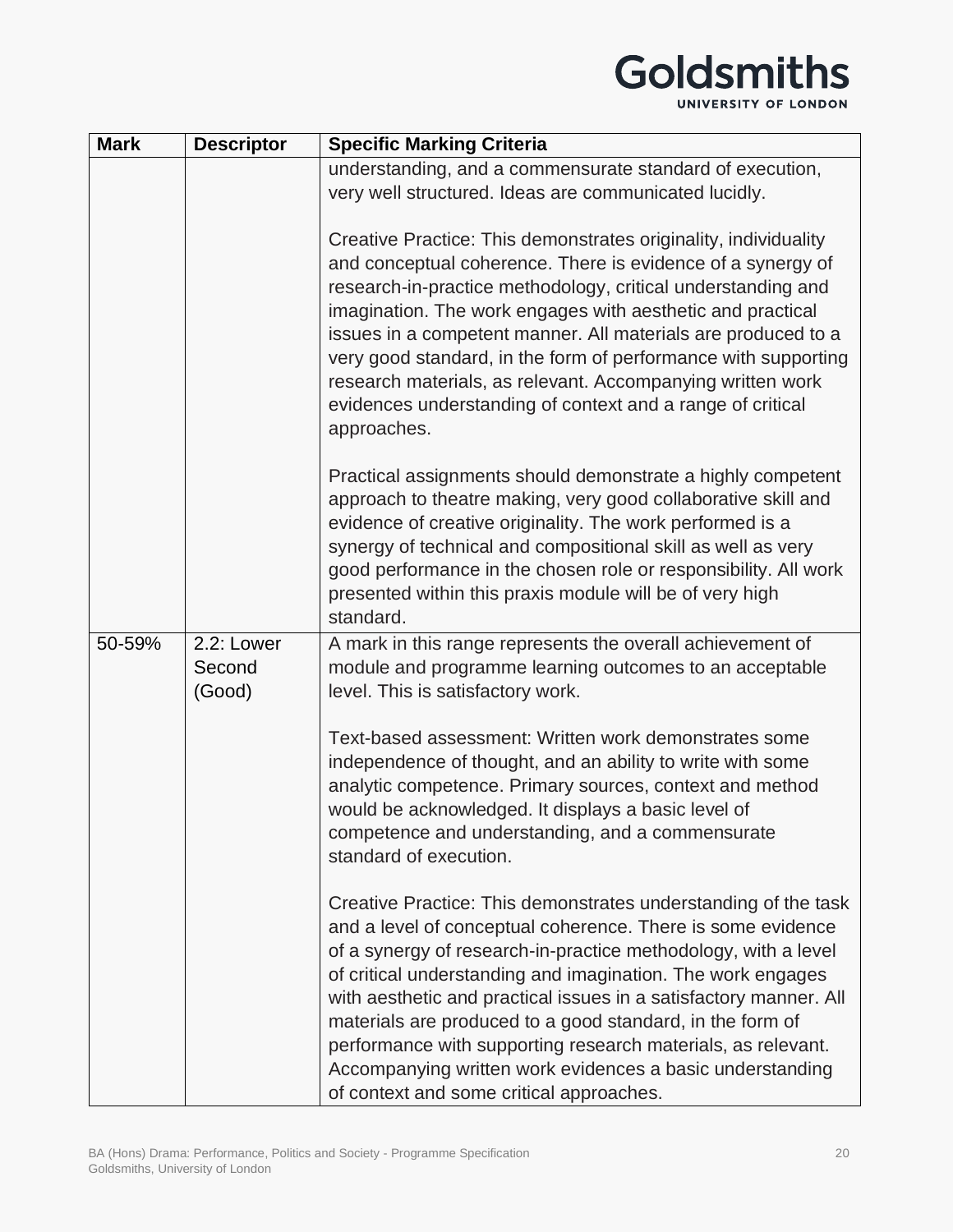| Mark | Descriptor | Specific Marking Criteria |
| --- | --- | --- |
| | | understanding, and a commensurate standard of execution, very well structured. Ideas are communicated lucidly.<br><br>Creative Practice: This demonstrates originality, individuality and conceptual coherence. There is evidence of a synergy of research-in-practice methodology, critical understanding and imagination. The work engages with aesthetic and practical issues in a competent manner. All materials are produced to a very good standard, in the form of performance with supporting research materials, as relevant. Accompanying written work evidences understanding of context and a range of critical approaches.<br><br>Practical assignments should demonstrate a highly competent approach to theatre making, very good collaborative skill and evidence of creative originality. The work performed is a synergy of technical and compositional skill as well as very good performance in the chosen role or responsibility. All work presented within this praxis module will be of very high standard. |
| 50-59% | 2.2: Lower Second (Good) | A mark in this range represents the overall achievement of module and programme learning outcomes to an acceptable level. This is satisfactory work.<br><br>Text-based assessment: Written work demonstrates some independence of thought, and an ability to write with some analytic competence. Primary sources, context and method would be acknowledged. It displays a basic level of competence and understanding, and a commensurate standard of execution.<br><br>Creative Practice: This demonstrates understanding of the task and a level of conceptual coherence. There is some evidence of a synergy of research-in-practice methodology, with a level of critical understanding and imagination. The work engages with aesthetic and practical issues in a satisfactory manner. All materials are produced to a good standard, in the form of performance with supporting research materials, as relevant. Accompanying written work evidences a basic understanding of context and some critical approaches. |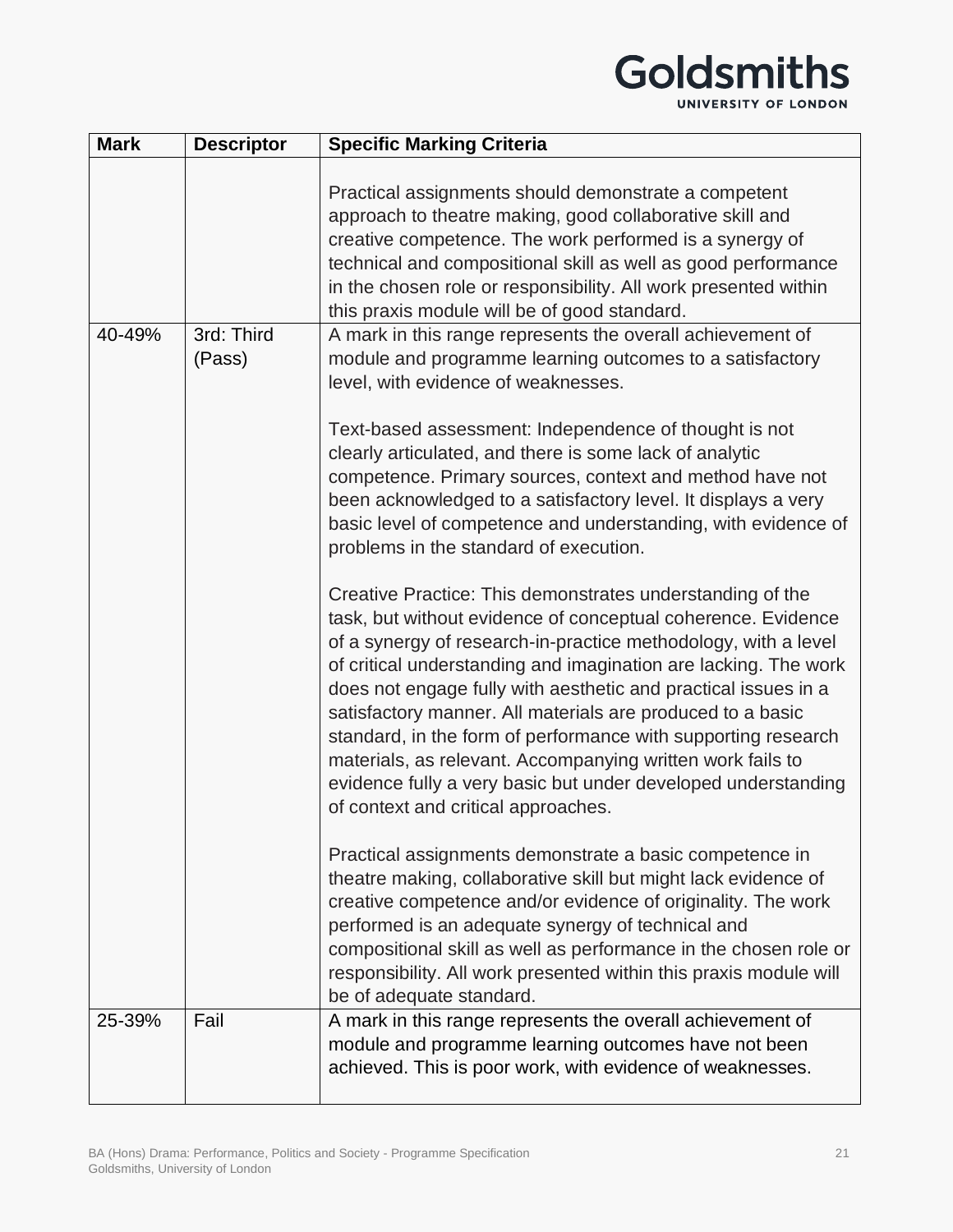| Mark | Descriptor | Specific Marking Criteria |
| --- | --- | --- |
| | | Practical assignments should demonstrate a competent approach to theatre making, good collaborative skill and creative competence. The work performed is a synergy of technical and compositional skill as well as good performance in the chosen role or responsibility. All work presented within this praxis module will be of good standard. |
| 40-49% | 3rd: Third (Pass) | A mark in this range represents the overall achievement of module and programme learning outcomes to a satisfactory level, with evidence of weaknesses.<br><br>Text-based assessment: Independence of thought is not clearly articulated, and there is some lack of analytic competence. Primary sources, context and method have not been acknowledged to a satisfactory level. It displays a very basic level of competence and understanding, with evidence of problems in the standard of execution.<br><br>Creative Practice: This demonstrates understanding of the task, but without evidence of conceptual coherence. Evidence of a synergy of research-in-practice methodology, with a level of critical understanding and imagination are lacking. The work does not engage fully with aesthetic and practical issues in a satisfactory manner. All materials are produced to a basic standard, in the form of performance with supporting research materials, as relevant. Accompanying written work fails to evidence fully a very basic but under developed understanding of context and critical approaches.<br><br>Practical assignments demonstrate a basic competence in theatre making, collaborative skill but might lack evidence of creative competence and/or evidence of originality. The work performed is an adequate synergy of technical and compositional skill as well as performance in the chosen role or responsibility. All work presented within this praxis module will be of adequate standard. |
| 25-39% | Fail | A mark in this range represents the overall achievement of module and programme learning outcomes have not been achieved. This is poor work, with evidence of weaknesses. |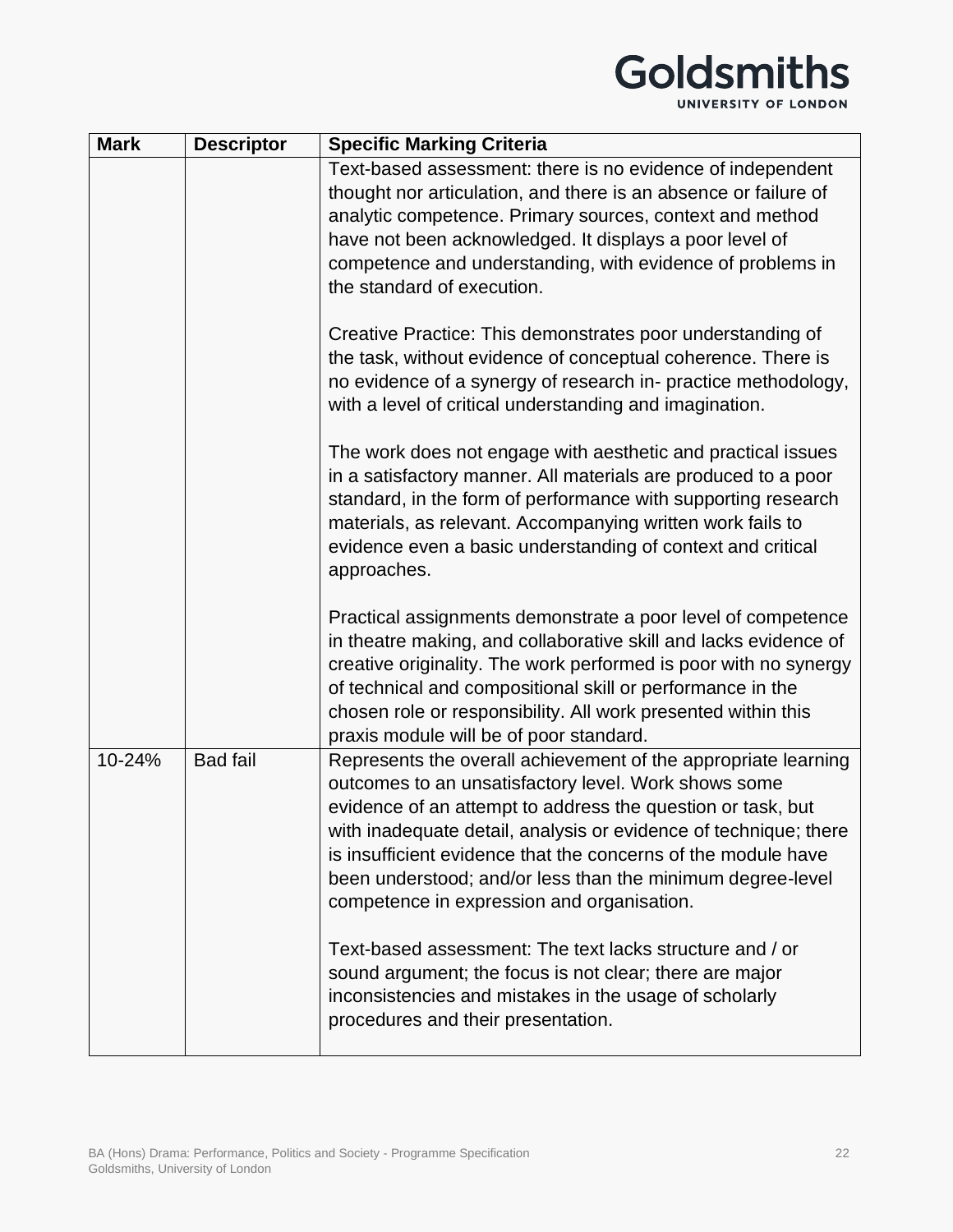| Mark | Descriptor | Specific Marking Criteria |
|---|---|---|
| | | Text-based assessment: there is no evidence of independent thought nor articulation, and there is an absence or failure of analytic competence. Primary sources, context and method have not been acknowledged. It displays a poor level of competence and understanding, with evidence of problems in the standard of execution.<br><br>Creative Practice: This demonstrates poor understanding of the task, without evidence of conceptual coherence. There is no evidence of a synergy of research in- practice methodology, with a level of critical understanding and imagination.<br><br>The work does not engage with aesthetic and practical issues in a satisfactory manner. All materials are produced to a poor standard, in the form of performance with supporting research materials, as relevant. Accompanying written work fails to evidence even a basic understanding of context and critical approaches.<br><br>Practical assignments demonstrate a poor level of competence in theatre making, and collaborative skill and lacks evidence of creative originality. The work performed is poor with no synergy of technical and compositional skill or performance in the chosen role or responsibility. All work presented within this praxis module will be of poor standard. |
| 10-24% | Bad fail | Represents the overall achievement of the appropriate learning outcomes to an unsatisfactory level. Work shows some evidence of an attempt to address the question or task, but with inadequate detail, analysis or evidence of technique; there is insufficient evidence that the concerns of the module have been understood; and/or less than the minimum degree-level competence in expression and organisation.<br><br>Text-based assessment: The text lacks structure and / or sound argument; the focus is not clear; there are major inconsistencies and mistakes in the usage of scholarly procedures and their presentation. |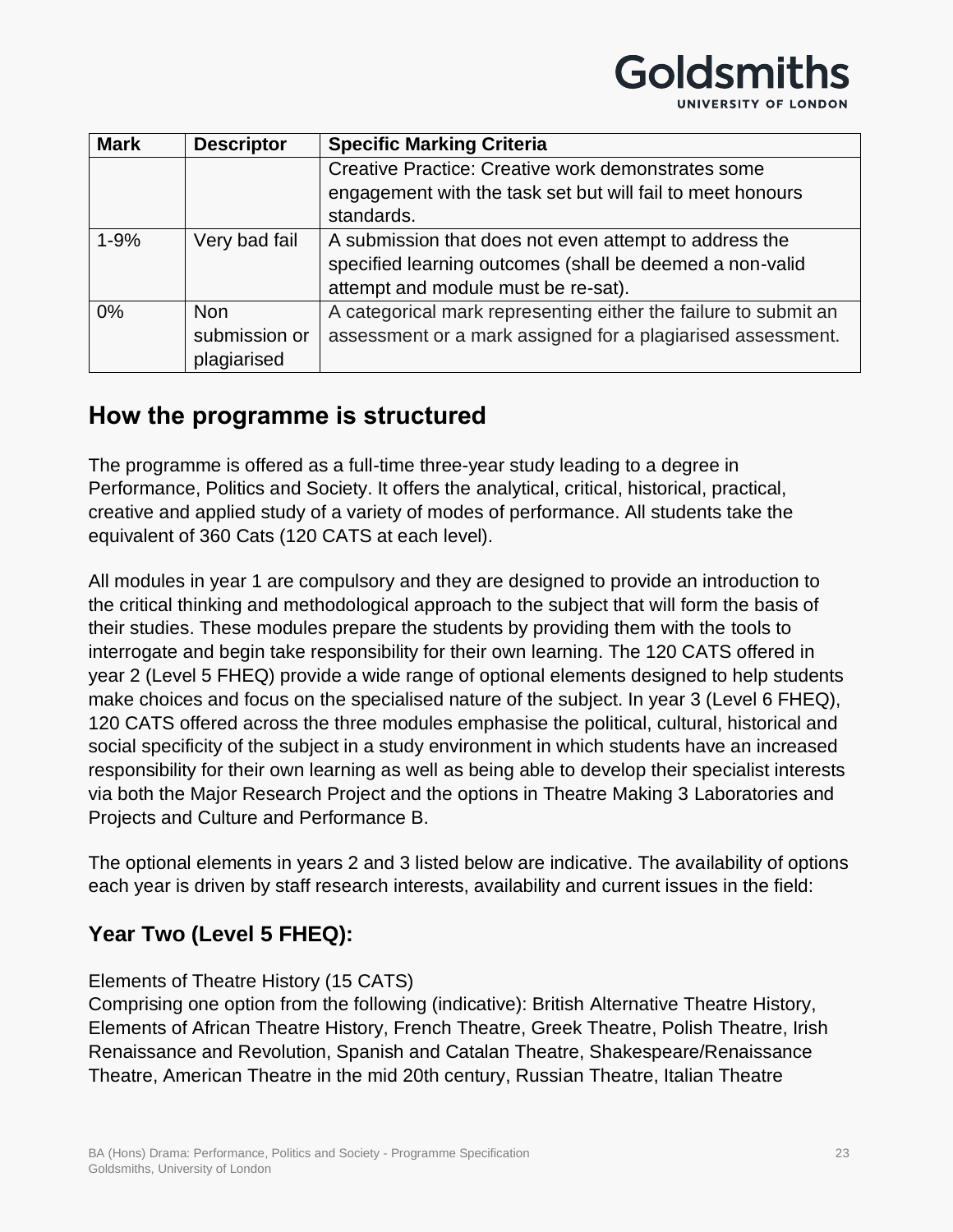| Mark | Descriptor | Specific Marking Criteria |
|---|---|---|
| | | Creative Practice: Creative work demonstrates some engagement with the task set but will fail to meet honours standards. |
| 1-9% | Very bad fail | A submission that does not even attempt to address the specified learning outcomes (shall be deemed a non-valid attempt and module must be re-sat). |
| 0% | Non submission or plagiarised | A categorical mark representing either the failure to submit an assessment or a mark assigned for a plagiarised assessment. |

## How the programme is structured

The programme is offered as a full-time three-year study leading to a degree in Performance, Politics and Society. It offers the analytical, critical, historical, practical, creative and applied study of a variety of modes of performance. All students take the equivalent of 360 Cats (120 CATS at each level).

All modules in year 1 are compulsory and they are designed to provide an introduction to the critical thinking and methodological approach to the subject that will form the basis of their studies. These modules prepare the students by providing them with the tools to interrogate and begin take responsibility for their own learning. The 120 CATS offered in year 2 (Level 5 FHEQ) provide a wide range of optional elements designed to help students make choices and focus on the specialised nature of the subject. In year 3 (Level 6 FHEQ), 120 CATS offered across the three modules emphasise the political, cultural, historical and social specificity of the subject in a study environment in which students have an increased responsibility for their own learning as well as being able to develop their specialist interests via both the Major Research Project and the options in Theatre Making 3 Laboratories and Projects and Culture and Performance B.

The optional elements in years 2 and 3 listed below are indicative. The availability of options each year is driven by staff research interests, availability and current issues in the field:

### Year Two (Level 5 FHEQ):

Elements of Theatre History (15 CATS)
Comprising one option from the following (indicative): British Alternative Theatre History, Elements of African Theatre History, French Theatre, Greek Theatre, Polish Theatre, Irish Renaissance and Revolution, Spanish and Catalan Theatre, Shakespeare/Renaissance Theatre, American Theatre in the mid 20th century, Russian Theatre, Italian Theatre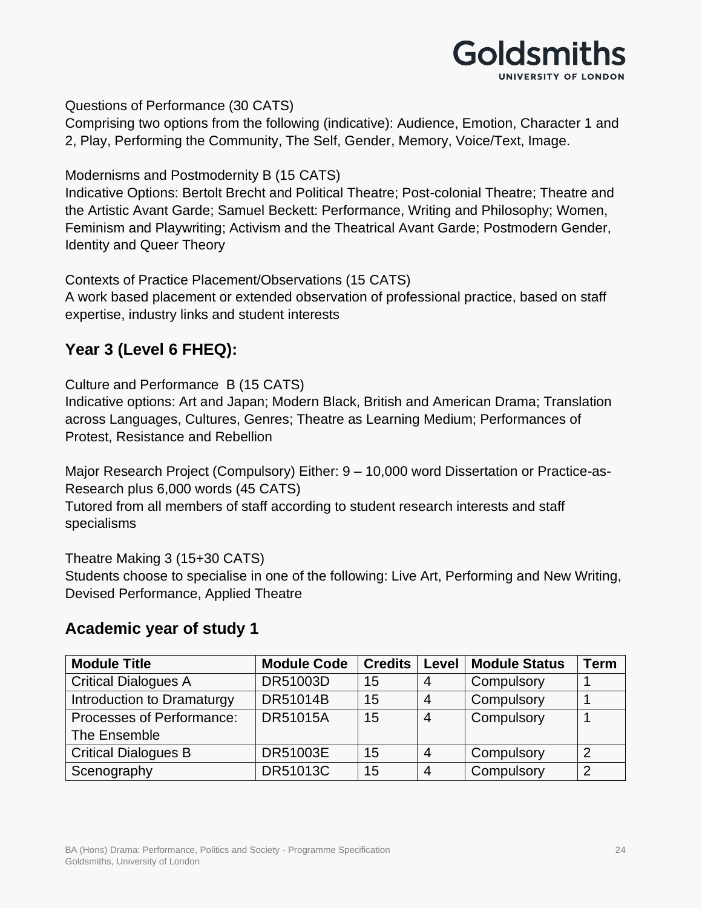Questions of Performance (30 CATS)
Comprising two options from the following (indicative): Audience, Emotion, Character 1 and 2, Play, Performing the Community, The Self, Gender, Memory, Voice/Text, Image.

Modernisms and Postmodernity B (15 CATS)
Indicative Options: Bertolt Brecht and Political Theatre; Post-colonial Theatre; Theatre and the Artistic Avant Garde; Samuel Beckett: Performance, Writing and Philosophy; Women, Feminism and Playwriting; Activism and the Theatrical Avant Garde; Postmodern Gender, Identity and Queer Theory

Contexts of Practice Placement/Observations (15 CATS)
A work based placement or extended observation of professional practice, based on staff expertise, industry links and student interests

## Year 3 (Level 6 FHEQ):

Culture and Performance B (15 CATS)
Indicative options: Art and Japan; Modern Black, British and American Drama; Translation across Languages, Cultures, Genres; Theatre as Learning Medium; Performances of Protest, Resistance and Rebellion

Major Research Project (Compulsory) Either: 9 – 10,000 word Dissertation or Practice-as-Research plus 6,000 words (45 CATS)
Tutored from all members of staff according to student research interests and staff specialisms

Theatre Making 3 (15+30 CATS)
Students choose to specialise in one of the following: Live Art, Performing and New Writing, Devised Performance, Applied Theatre

## Academic year of study 1

| Module Title | Module Code | Credits | Level | Module Status | Term |
|---|---|---|---|---|---|
| Critical Dialogues A | DR51003D | 15 | 4 | Compulsory | 1 |
| Introduction to Dramaturgy | DR51014B | 15 | 4 | Compulsory | 1 |
| Processes of Performance: The Ensemble | DR51015A | 15 | 4 | Compulsory | 1 |
| Critical Dialogues B | DR51003E | 15 | 4 | Compulsory | 2 |
| Scenography | DR51013C | 15 | 4 | Compulsory | 2 |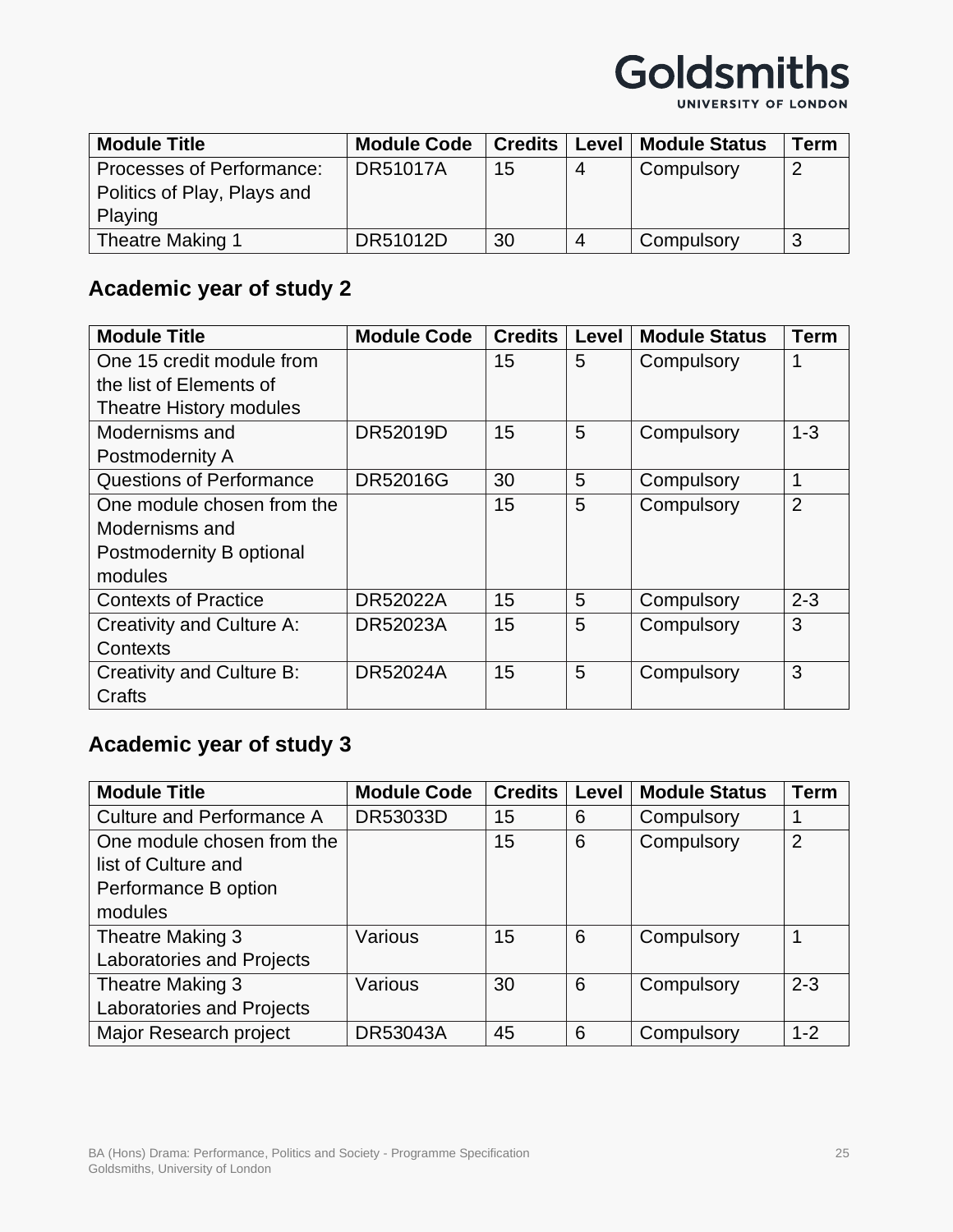| Module Title | Module Code | Credits | Level | Module Status | Term |
|---|---|---|---|---|---|
| Processes of Performance: Politics of Play, Plays and Playing | DR51017A | 15 | 4 | Compulsory | 2 |
| Theatre Making 1 | DR51012D | 30 | 4 | Compulsory | 3 |

### Academic year of study 2

| Module Title | Module Code | Credits | Level | Module Status | Term |
|---|---|---|---|---|---|
| One 15 credit module from the list of Elements of Theatre History modules | | 15 | 5 | Compulsory | 1 |
| Modernisms and Postmodernity A | DR52019D | 15 | 5 | Compulsory | 1-3 |
| Questions of Performance | DR52016G | 30 | 5 | Compulsory | 1 |
| One module chosen from the Modernisms and Postmodernity B optional modules | | 15 | 5 | Compulsory | 2 |
| Contexts of Practice | DR52022A | 15 | 5 | Compulsory | 2-3 |
| Creativity and Culture A: Contexts | DR52023A | 15 | 5 | Compulsory | 3 |
| Creativity and Culture B: Crafts | DR52024A | 15 | 5 | Compulsory | 3 |

### Academic year of study 3

| Module Title | Module Code | Credits | Level | Module Status | Term |
|---|---|---|---|---|---|
| Culture and Performance A | DR53033D | 15 | 6 | Compulsory | 1 |
| One module chosen from the list of Culture and Performance B option modules | | 15 | 6 | Compulsory | 2 |
| Theatre Making 3 Laboratories and Projects | Various | 15 | 6 | Compulsory | 1 |
| Theatre Making 3 Laboratories and Projects | Various | 30 | 6 | Compulsory | 2-3 |
| Major Research project | DR53043A | 45 | 6 | Compulsory | 1-2 |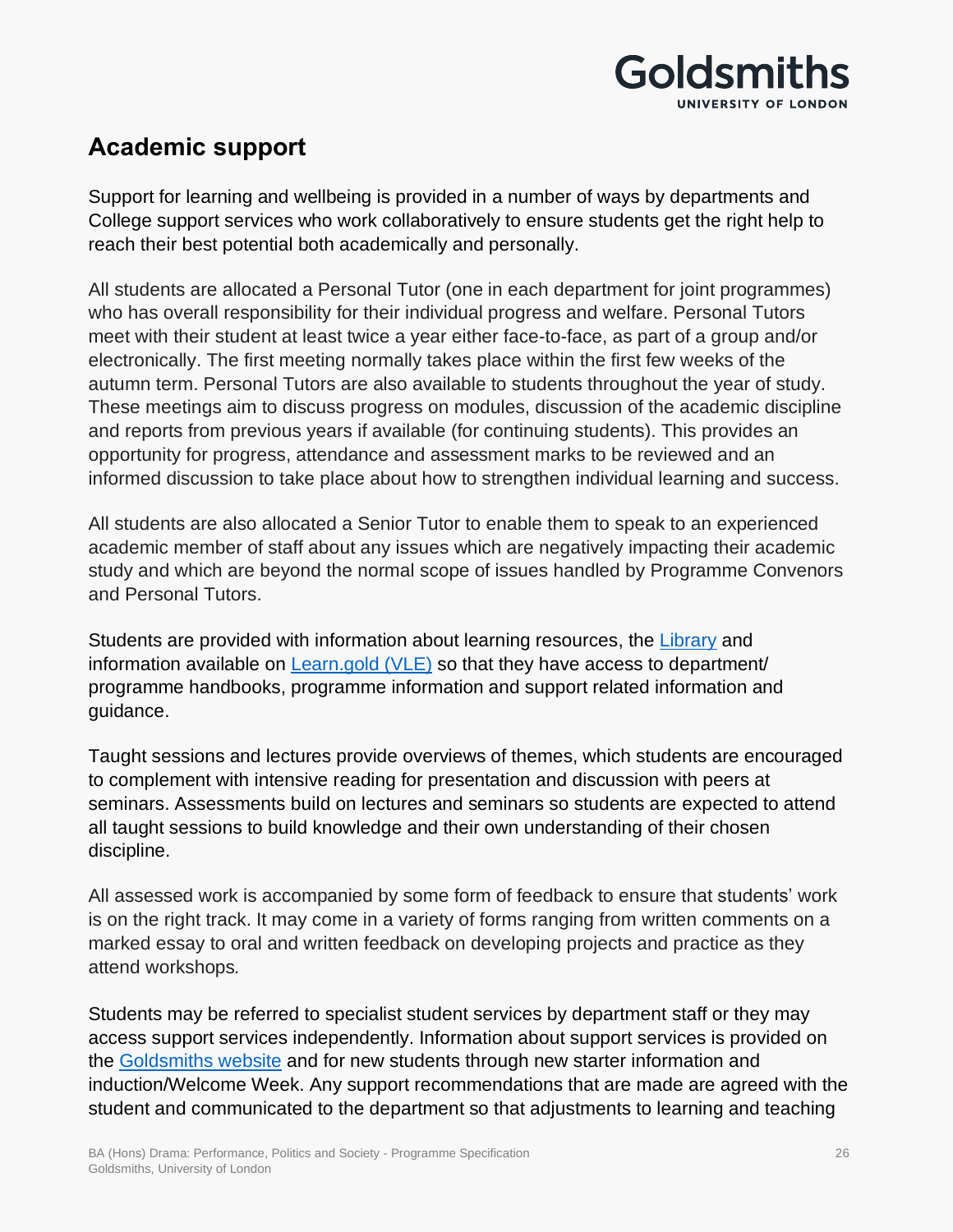## Academic support

Support for learning and wellbeing is provided in a number of ways by departments and College support services who work collaboratively to ensure students get the right help to reach their best potential both academically and personally.

All students are allocated a Personal Tutor (one in each department for joint programmes) who has overall responsibility for their individual progress and welfare. Personal Tutors meet with their student at least twice a year either face-to-face, as part of a group and/or electronically. The first meeting normally takes place within the first few weeks of the autumn term. Personal Tutors are also available to students throughout the year of study. These meetings aim to discuss progress on modules, discussion of the academic discipline and reports from previous years if available (for continuing students). This provides an opportunity for progress, attendance and assessment marks to be reviewed and an informed discussion to take place about how to strengthen individual learning and success.

All students are also allocated a Senior Tutor to enable them to speak to an experienced academic member of staff about any issues which are negatively impacting their academic study and which are beyond the normal scope of issues handled by Programme Convenors and Personal Tutors.

Students are provided with information about learning resources, the Library and information available on Learn.gold (VLE) so that they have access to department/ programme handbooks, programme information and support related information and guidance.

Taught sessions and lectures provide overviews of themes, which students are encouraged to complement with intensive reading for presentation and discussion with peers at seminars. Assessments build on lectures and seminars so students are expected to attend all taught sessions to build knowledge and their own understanding of their chosen discipline.

All assessed work is accompanied by some form of feedback to ensure that students' work is on the right track. It may come in a variety of forms ranging from written comments on a marked essay to oral and written feedback on developing projects and practice as they attend workshops.

Students may be referred to specialist student services by department staff or they may access support services independently. Information about support services is provided on the Goldsmiths website and for new students through new starter information and induction/Welcome Week. Any support recommendations that are made are agreed with the student and communicated to the department so that adjustments to learning and teaching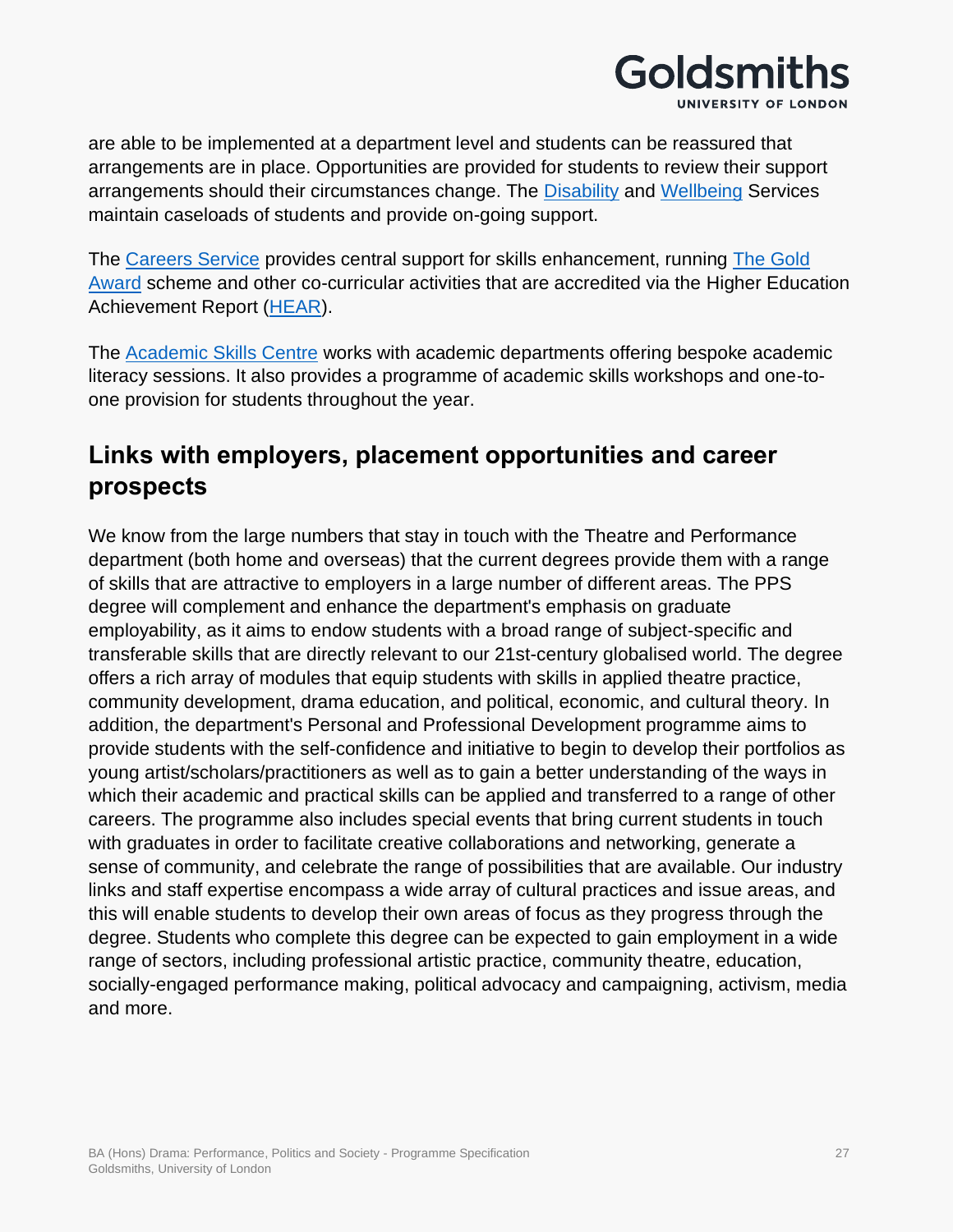are able to be implemented at a department level and students can be reassured that arrangements are in place. Opportunities are provided for students to review their support arrangements should their circumstances change. The Disability and Wellbeing Services maintain caseloads of students and provide on-going support.

The Careers Service provides central support for skills enhancement, running The Gold Award scheme and other co-curricular activities that are accredited via the Higher Education Achievement Report (HEAR).

The Academic Skills Centre works with academic departments offering bespoke academic literacy sessions. It also provides a programme of academic skills workshops and one-to-one provision for students throughout the year.

## Links with employers, placement opportunities and career prospects

We know from the large numbers that stay in touch with the Theatre and Performance department (both home and overseas) that the current degrees provide them with a range of skills that are attractive to employers in a large number of different areas. The PPS degree will complement and enhance the department's emphasis on graduate employability, as it aims to endow students with a broad range of subject-specific and transferable skills that are directly relevant to our 21st-century globalised world. The degree offers a rich array of modules that equip students with skills in applied theatre practice, community development, drama education, and political, economic, and cultural theory. In addition, the department's Personal and Professional Development programme aims to provide students with the self-confidence and initiative to begin to develop their portfolios as young artist/scholars/practitioners as well as to gain a better understanding of the ways in which their academic and practical skills can be applied and transferred to a range of other careers. The programme also includes special events that bring current students in touch with graduates in order to facilitate creative collaborations and networking, generate a sense of community, and celebrate the range of possibilities that are available. Our industry links and staff expertise encompass a wide array of cultural practices and issue areas, and this will enable students to develop their own areas of focus as they progress through the degree. Students who complete this degree can be expected to gain employment in a wide range of sectors, including professional artistic practice, community theatre, education, socially-engaged performance making, political advocacy and campaigning, activism, media and more.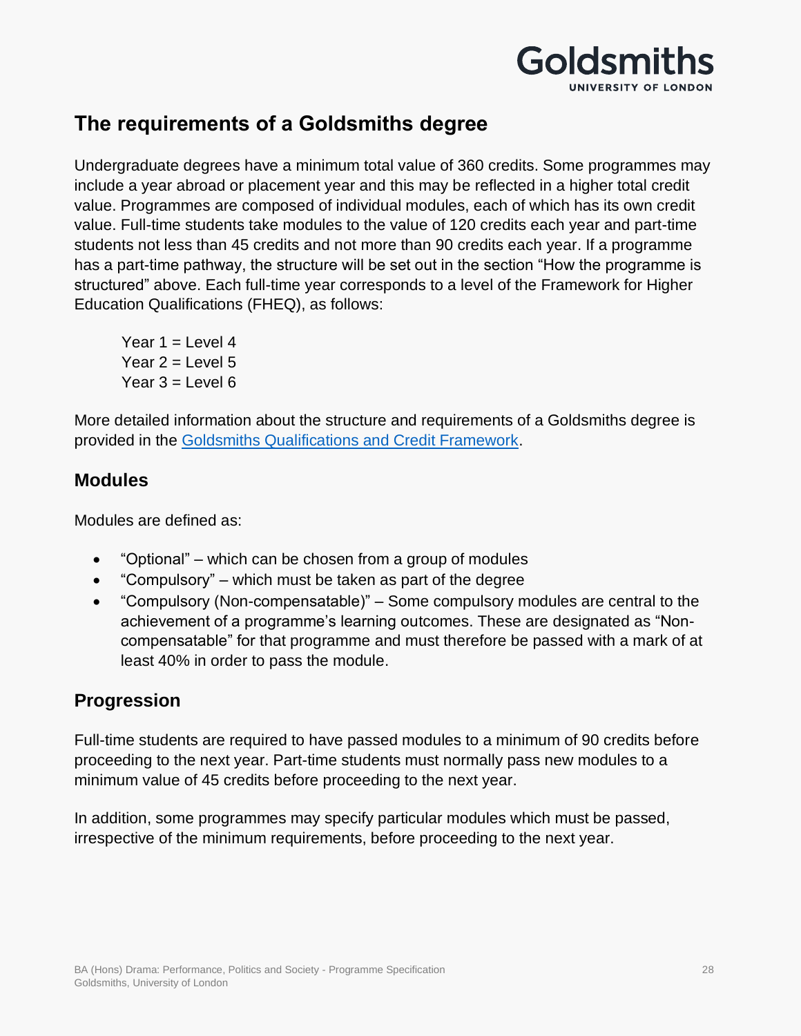## The requirements of a Goldsmiths degree

Undergraduate degrees have a minimum total value of 360 credits. Some programmes may include a year abroad or placement year and this may be reflected in a higher total credit value. Programmes are composed of individual modules, each of which has its own credit value. Full-time students take modules to the value of 120 credits each year and part-time students not less than 45 credits and not more than 90 credits each year. If a programme has a part-time pathway, the structure will be set out in the section "How the programme is structured" above. Each full-time year corresponds to a level of the Framework for Higher Education Qualifications (FHEQ), as follows:

Year 1 = Level 4
Year 2 = Level 5
Year 3 = Level 6

More detailed information about the structure and requirements of a Goldsmiths degree is provided in the Goldsmiths Qualifications and Credit Framework.

### Modules

Modules are defined as:

- "Optional" – which can be chosen from a group of modules
- "Compulsory" – which must be taken as part of the degree
- "Compulsory (Non-compensatable)" – Some compulsory modules are central to the achievement of a programme's learning outcomes. These are designated as "Non-compensatable" for that programme and must therefore be passed with a mark of at least 40% in order to pass the module.

### Progression

Full-time students are required to have passed modules to a minimum of 90 credits before proceeding to the next year. Part-time students must normally pass new modules to a minimum value of 45 credits before proceeding to the next year.

In addition, some programmes may specify particular modules which must be passed, irrespective of the minimum requirements, before proceeding to the next year.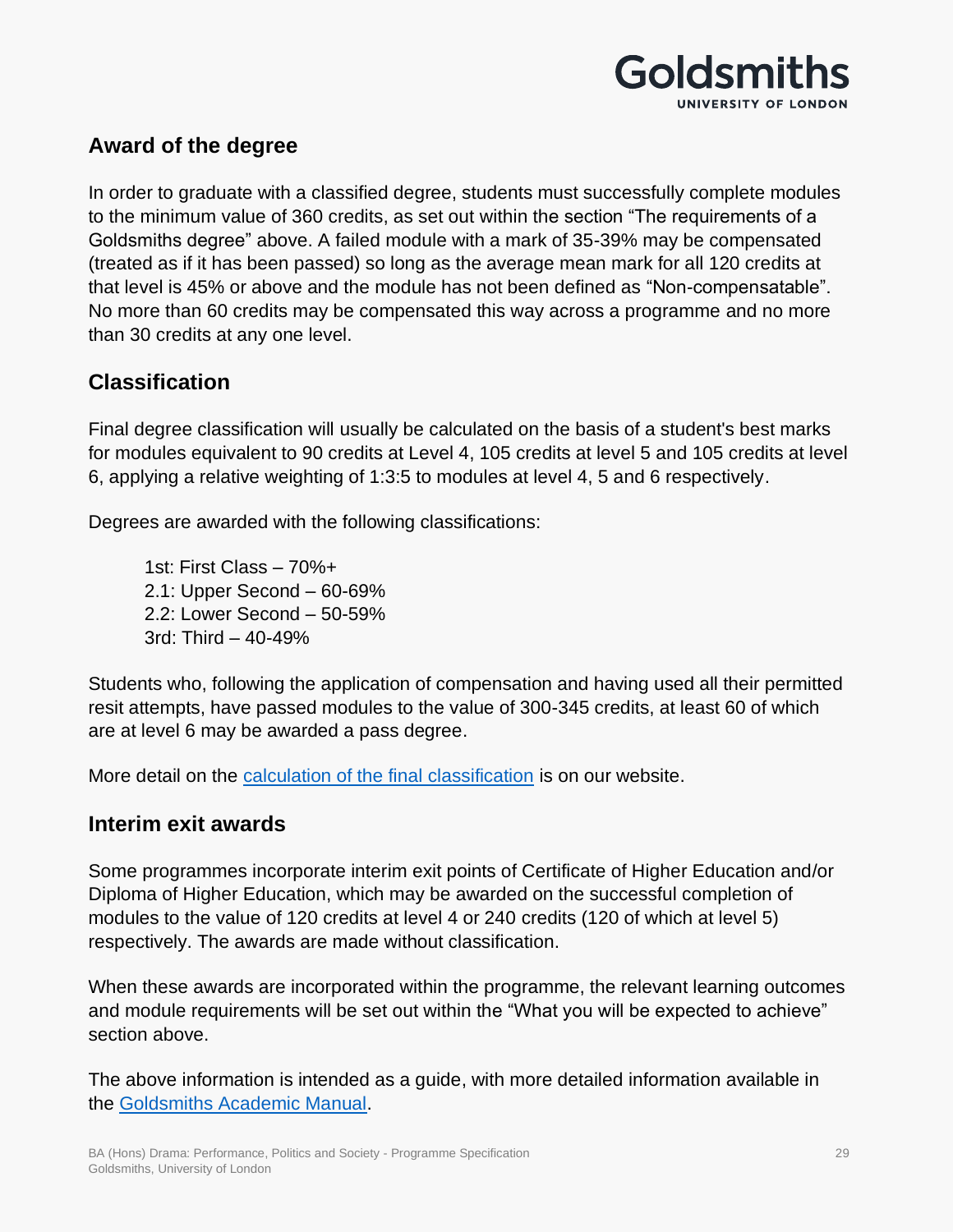## Award of the degree

In order to graduate with a classified degree, students must successfully complete modules to the minimum value of 360 credits, as set out within the section "The requirements of a Goldsmiths degree" above. A failed module with a mark of 35-39% may be compensated (treated as if it has been passed) so long as the average mean mark for all 120 credits at that level is 45% or above and the module has not been defined as "Non-compensatable". No more than 60 credits may be compensated this way across a programme and no more than 30 credits at any one level.

## Classification

Final degree classification will usually be calculated on the basis of a student's best marks for modules equivalent to 90 credits at Level 4, 105 credits at level 5 and 105 credits at level 6, applying a relative weighting of 1:3:5 to modules at level 4, 5 and 6 respectively.

Degrees are awarded with the following classifications:

1st: First Class – 70%+
2.1: Upper Second – 60-69%
2.2: Lower Second – 50-59%
3rd: Third – 40-49%

Students who, following the application of compensation and having used all their permitted resit attempts, have passed modules to the value of 300-345 credits, at least 60 of which are at level 6 may be awarded a pass degree.

More detail on the [calculation of the final classification](#) is on our website.

## Interim exit awards

Some programmes incorporate interim exit points of Certificate of Higher Education and/or Diploma of Higher Education, which may be awarded on the successful completion of modules to the value of 120 credits at level 4 or 240 credits (120 of which at level 5) respectively. The awards are made without classification.

When these awards are incorporated within the programme, the relevant learning outcomes and module requirements will be set out within the "What you will be expected to achieve" section above.

The above information is intended as a guide, with more detailed information available in the [Goldsmiths Academic Manual](#).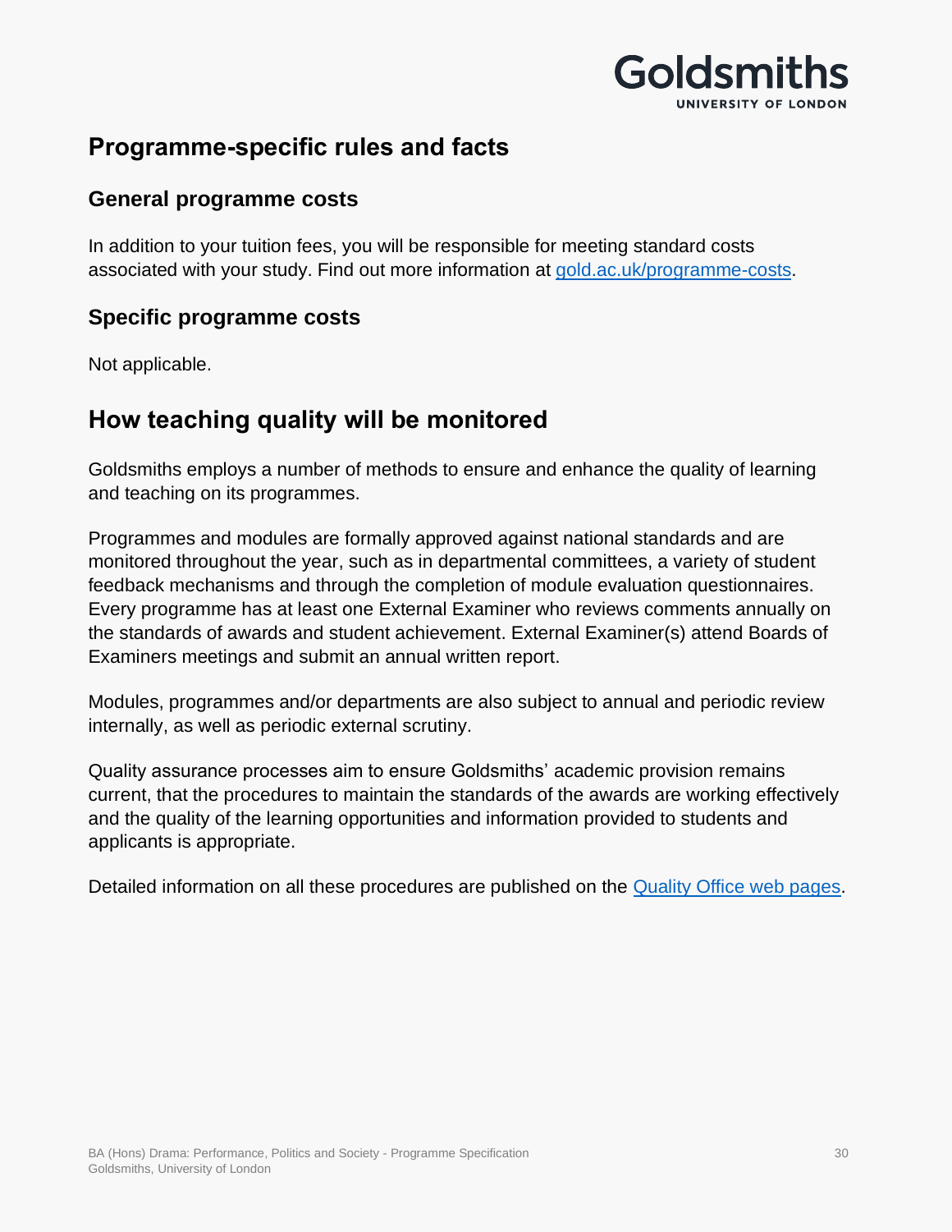## Programme-specific rules and facts

### General programme costs

In addition to your tuition fees, you will be responsible for meeting standard costs associated with your study. Find out more information at [gold.ac.uk/programme-costs](gold.ac.uk/programme-costs).

### Specific programme costs

Not applicable.

## How teaching quality will be monitored

Goldsmiths employs a number of methods to ensure and enhance the quality of learning and teaching on its programmes.

Programmes and modules are formally approved against national standards and are monitored throughout the year, such as in departmental committees, a variety of student feedback mechanisms and through the completion of module evaluation questionnaires. Every programme has at least one External Examiner who reviews comments annually on the standards of awards and student achievement. External Examiner(s) attend Boards of Examiners meetings and submit an annual written report.

Modules, programmes and/or departments are also subject to annual and periodic review internally, as well as periodic external scrutiny.

Quality assurance processes aim to ensure Goldsmiths' academic provision remains current, that the procedures to maintain the standards of the awards are working effectively and the quality of the learning opportunities and information provided to students and applicants is appropriate.

Detailed information on all these procedures are published on the Quality Office web pages.